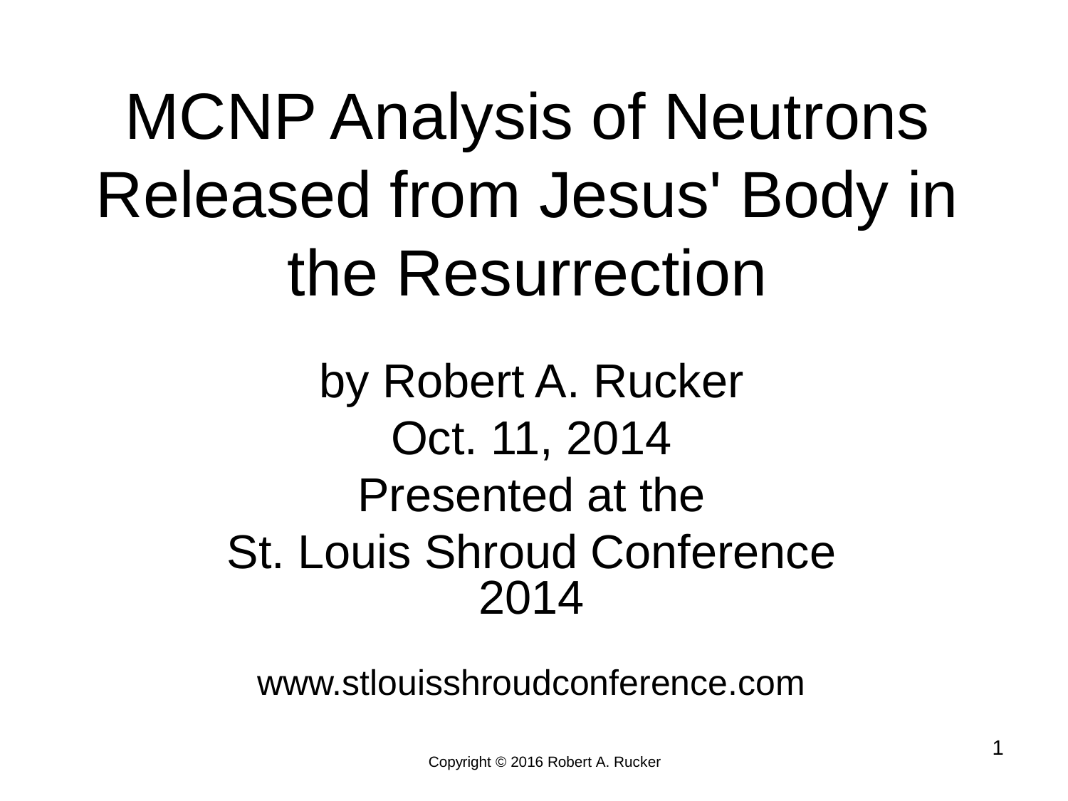# MCNP Analysis of Neutrons Released from Jesus' Body in the Resurrection

by Robert A. Rucker

Oct. 11, 2014

Presented at the

St. Louis Shroud Conference 2014

www.stlouisshroudconference.com

Copyright © 2016 Robert A. Rucker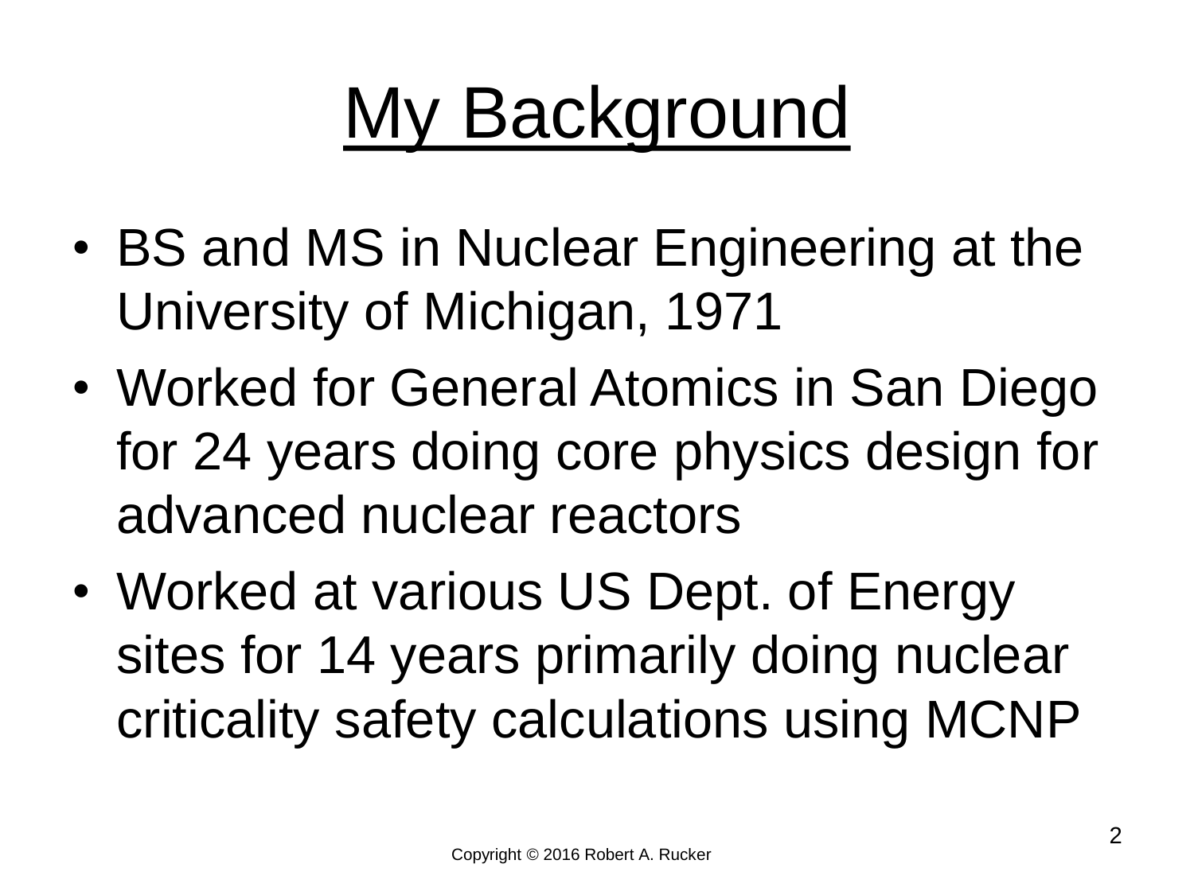# My Background

- BS and MS in Nuclear Engineering at the University of Michigan, 1971
- Worked for General Atomics in San Diego for 24 years doing core physics design for advanced nuclear reactors
- Worked at various US Dept. of Energy sites for 14 years primarily doing nuclear criticality safety calculations using MCNP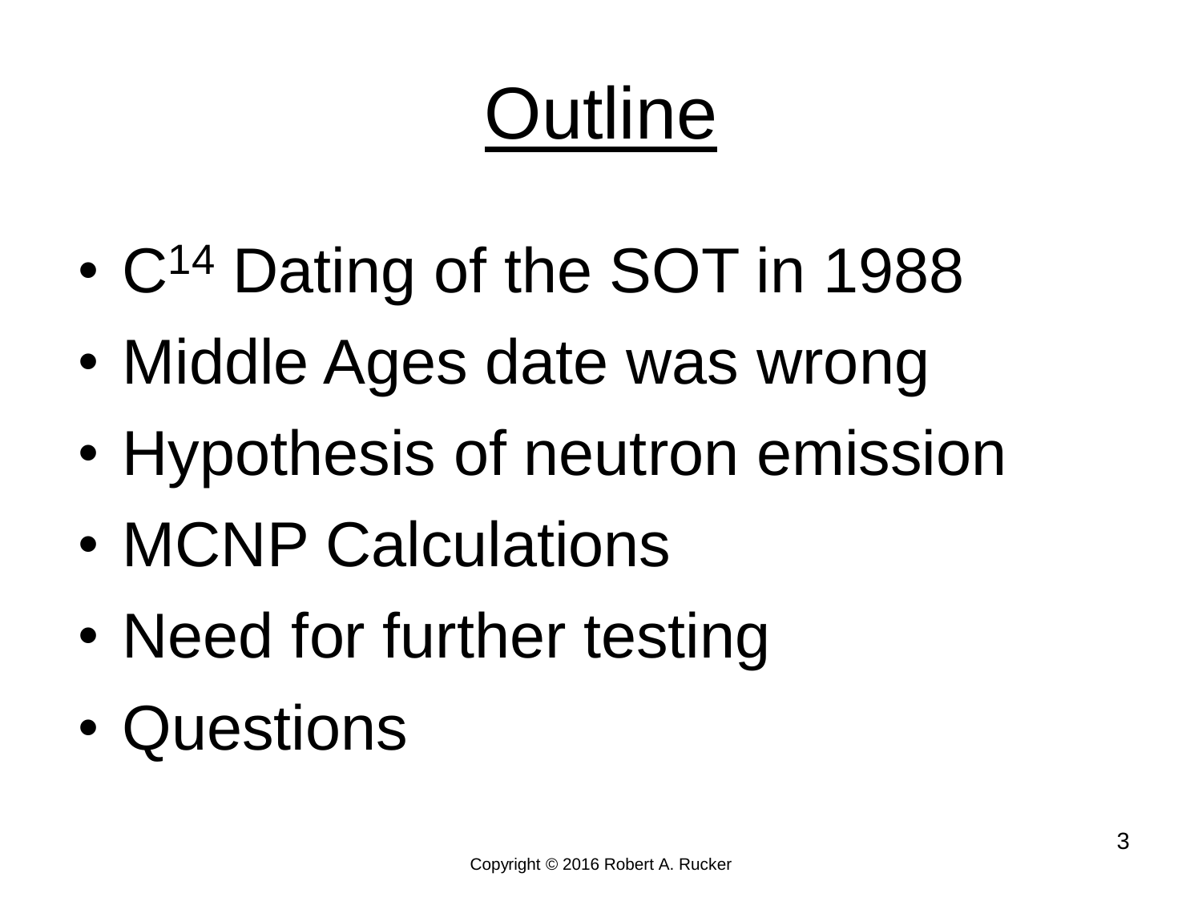# Outline

- $C^{14}$ Dating of the SOT in 1988
- Middle Ages date was wrong
- Hypothesis of neutron emission
- MCNP Calculations
- Need for further testing
- Questions

Copyright © 2016 Robert A. Rucker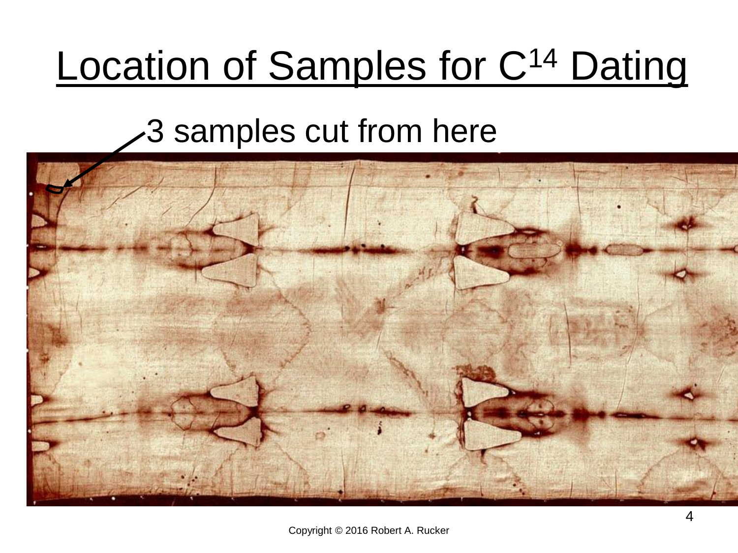# Location of Samples for $C^{14}$ Dating

3 samples cut from here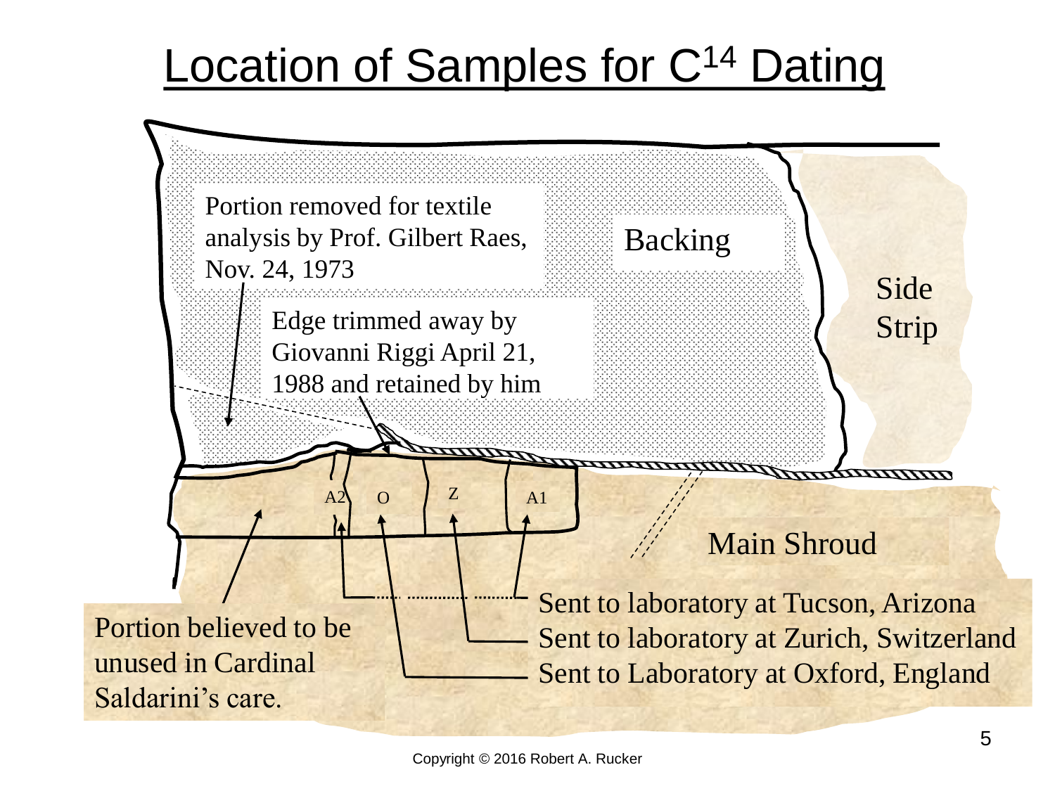# Location of Samples for $C^{14}$ Dating

Portion removed for textile analysis by Prof. Gilbert Raes, Nov. 24, 1973

Backing

Side Strip

Edge trimmed away by Giovanni Riggi April 21, 1988 and retained by him

A2 O Z A1

Main Shroud

Portion believed to be unused in Cardinal Saldarini's care.

Sent to laboratory at Tucson, Arizona

Sent to laboratory at Zurich, Switzerland

Sent to Laboratory at Oxford, England

Copyright © 2016 Robert A. Rucker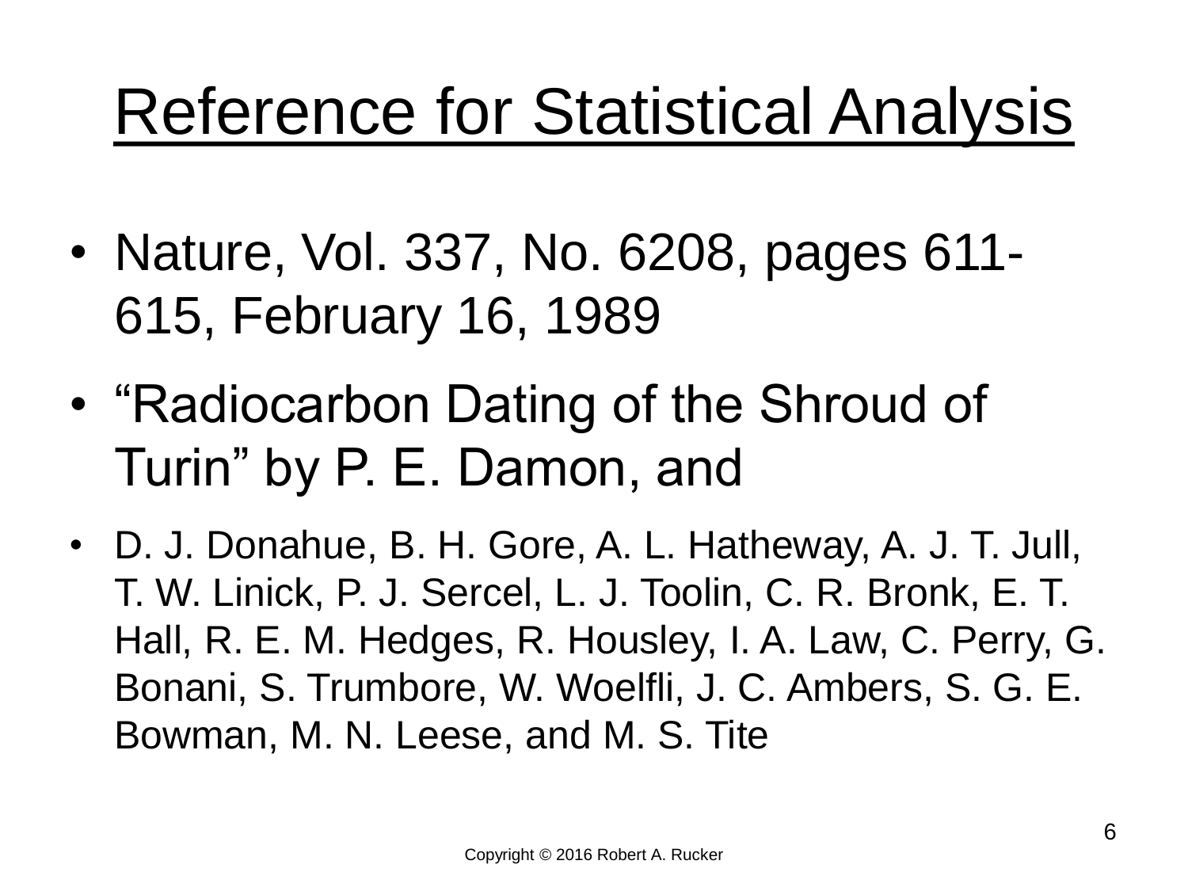# Reference for Statistical Analysis

- Nature, Vol. 337, No. 6208, pages 611-615, February 16, 1989
- "Radiocarbon Dating of the Shroud of Turin" by P. E. Damon, and
- D. J. Donahue, B. H. Gore, A. L. Hatheway, A. J. T. Jull, T. W. Linick, P. J. Sercel, L. J. Toolin, C. R. Bronk, E. T. Hall, R. E. M. Hedges, R. Housley, I. A. Law, C. Perry, G. Bonani, S. Trumbore, W. Woelfli, J. C. Ambers, S. G. E. Bowman, M. N. Leese, and M. S. Tite

Copyright © 2016 Robert A. Rucker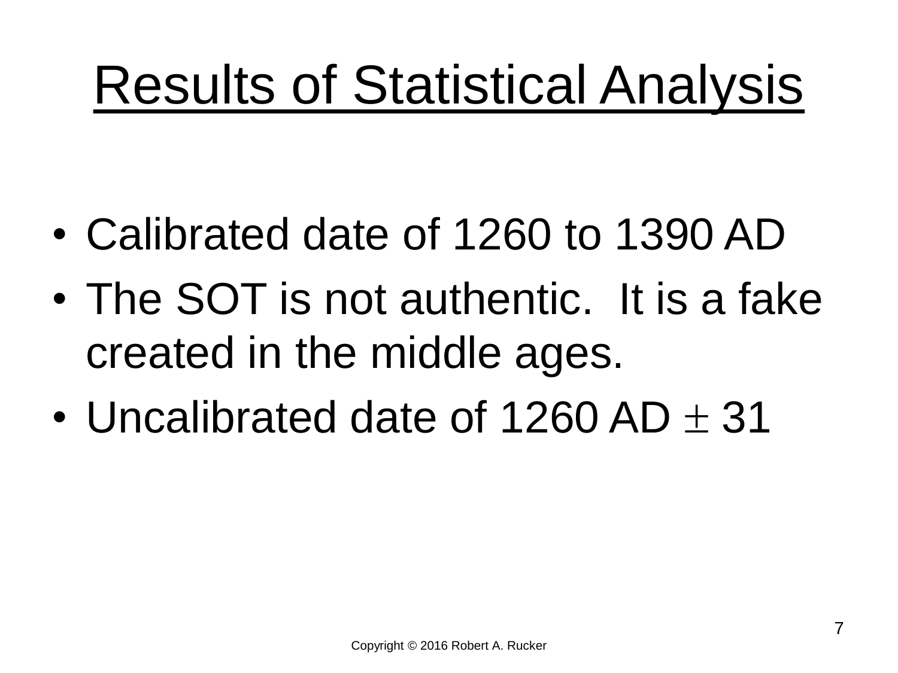# Results of Statistical Analysis

- Calibrated date of 1260 to 1390 AD
- The SOT is not authentic. It is a fake created in the middle ages.
- Uncalibrated date of 1260 AD $\pm$ 31

Copyright © 2016 Robert A. Rucker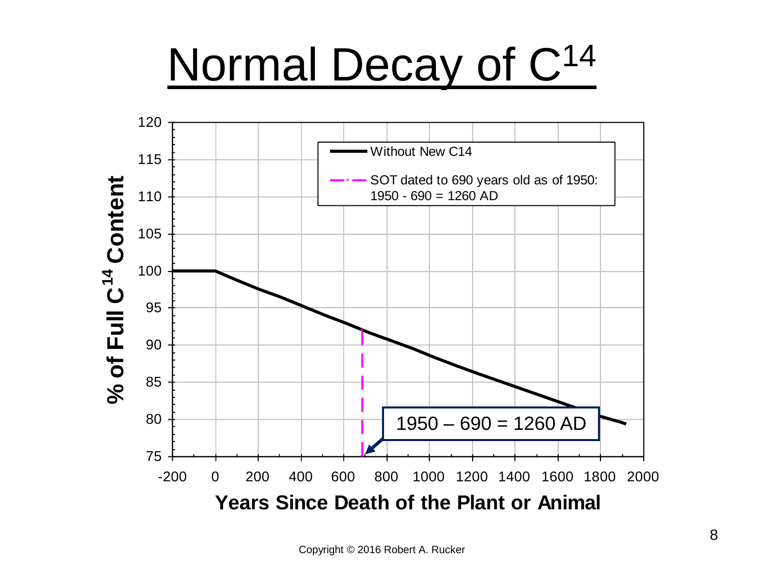# Normal Decay of $C^{14}$

% of Full $C^{14}$ Content

Years Since Death of the Plant or Animal

Without New C14

SOT dated to 690 years old as of 1950: 1950 - 690 = 1260 AD

1950 – 690 = 1260 AD

Copyright © 2016 Robert A. Rucker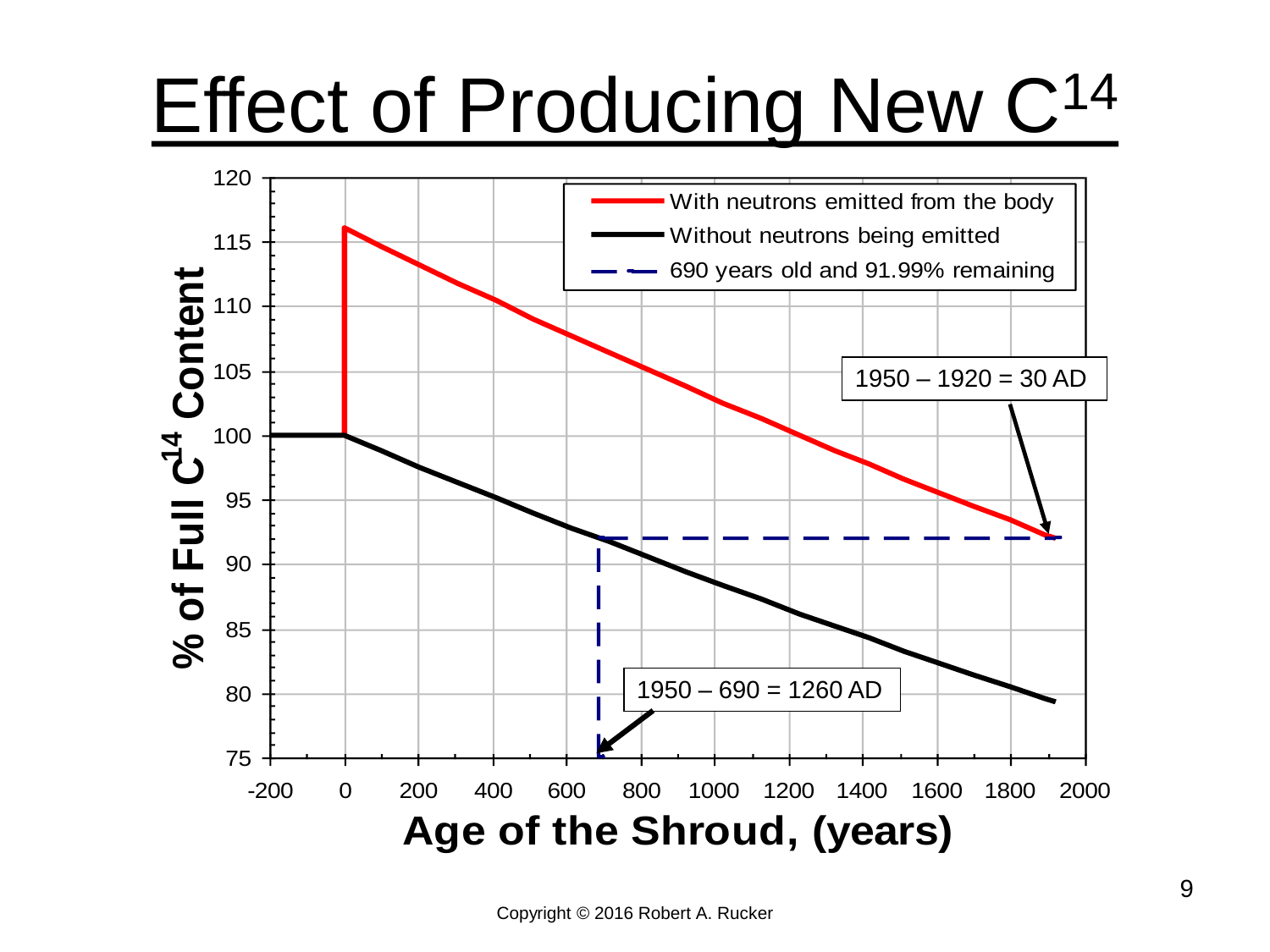# Effect of Producing New $C^{14}$

% of Full $C^{14}$ Content

- With neutrons emitted from the body
- Without neutrons being emitted
- 690 years old and 91.99% remaining

1950 – 1920 = 30 AD

1950 – 690 = 1260 AD

Age of the Shroud, (years)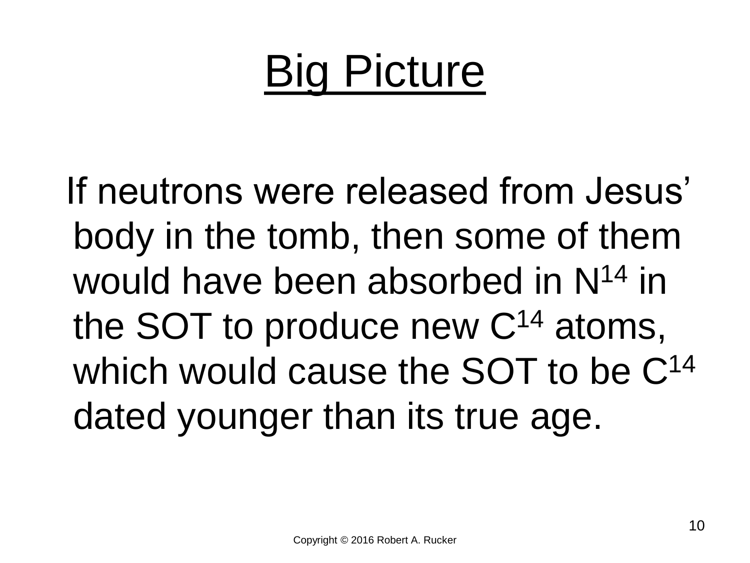# Big Picture

If neutrons were released from Jesus' body in the tomb, then some of them would have been absorbed in $N^{14}$ in the SOT to produce new $C^{14}$ atoms, which would cause the SOT to be $C^{14}$ dated younger than its true age.

Copyright © 2016 Robert A. Rucker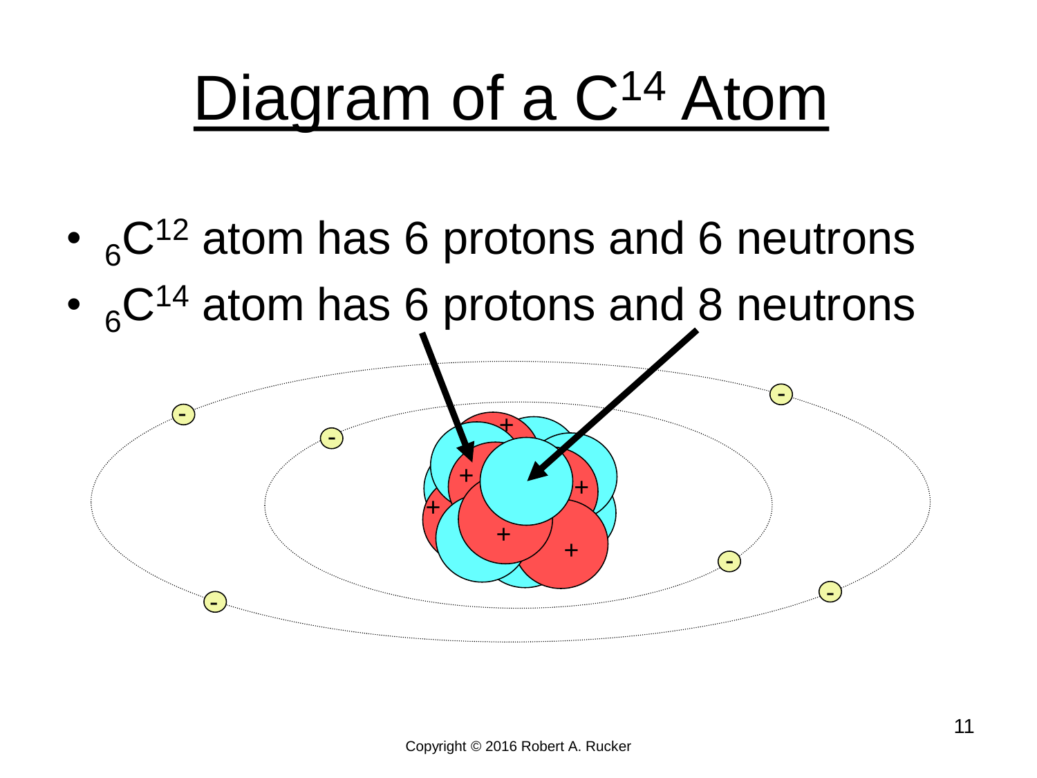# Diagram of a $C^{14}$ Atom

- ${}_6C^{12}$ atom has 6 protons and 6 neutrons
- ${}_6C^{14}$ atom has 6 protons and 8 neutrons

Copyright © 2016 Robert A. Rucker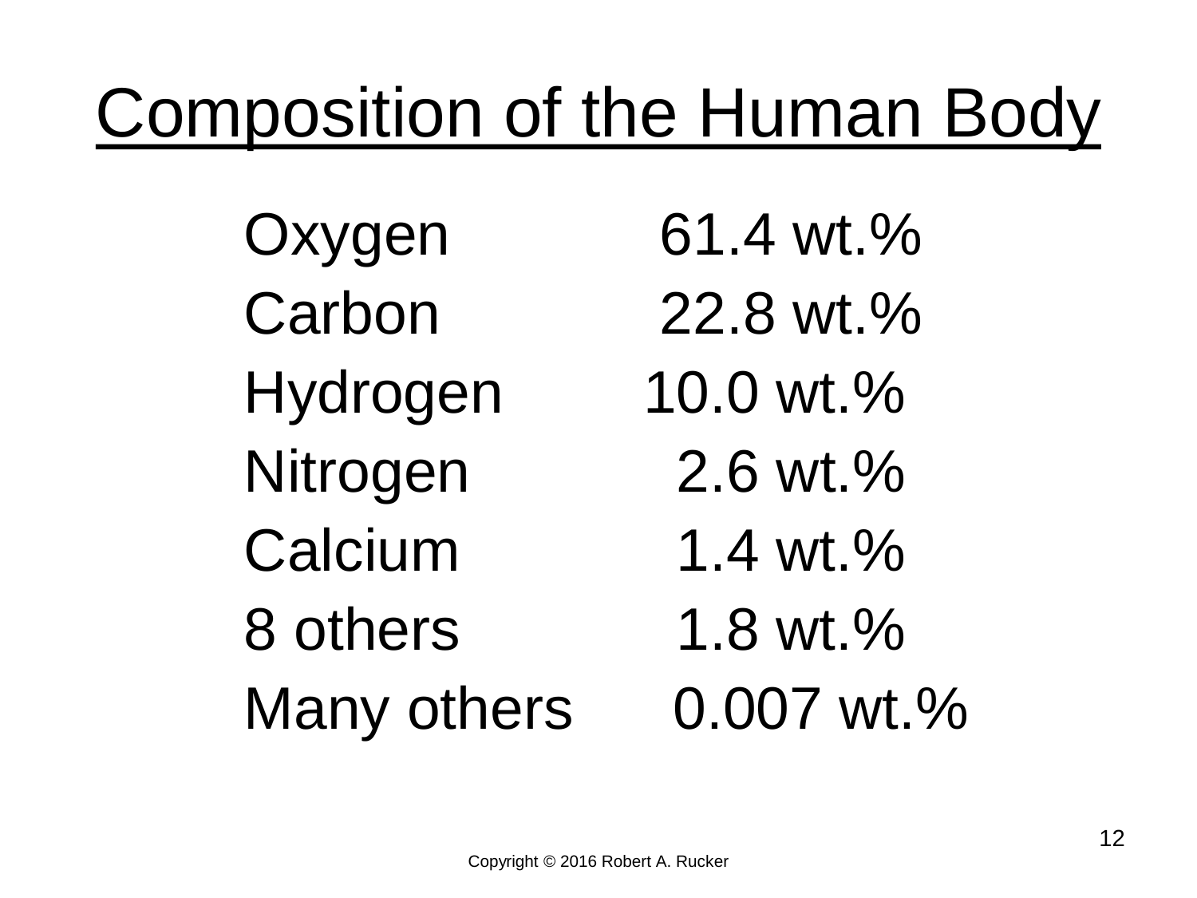# Composition of the Human Body

| | |
|---|---|
| Oxygen | 61.4 wt.% |
| Carbon | 22.8 wt.% |
| Hydrogen | 10.0 wt.% |
| Nitrogen | 2.6 wt.% |
| Calcium | 1.4 wt.% |
| 8 others | 1.8 wt.% |
| Many others | 0.007 wt.% |

Copyright © 2016 Robert A. Rucker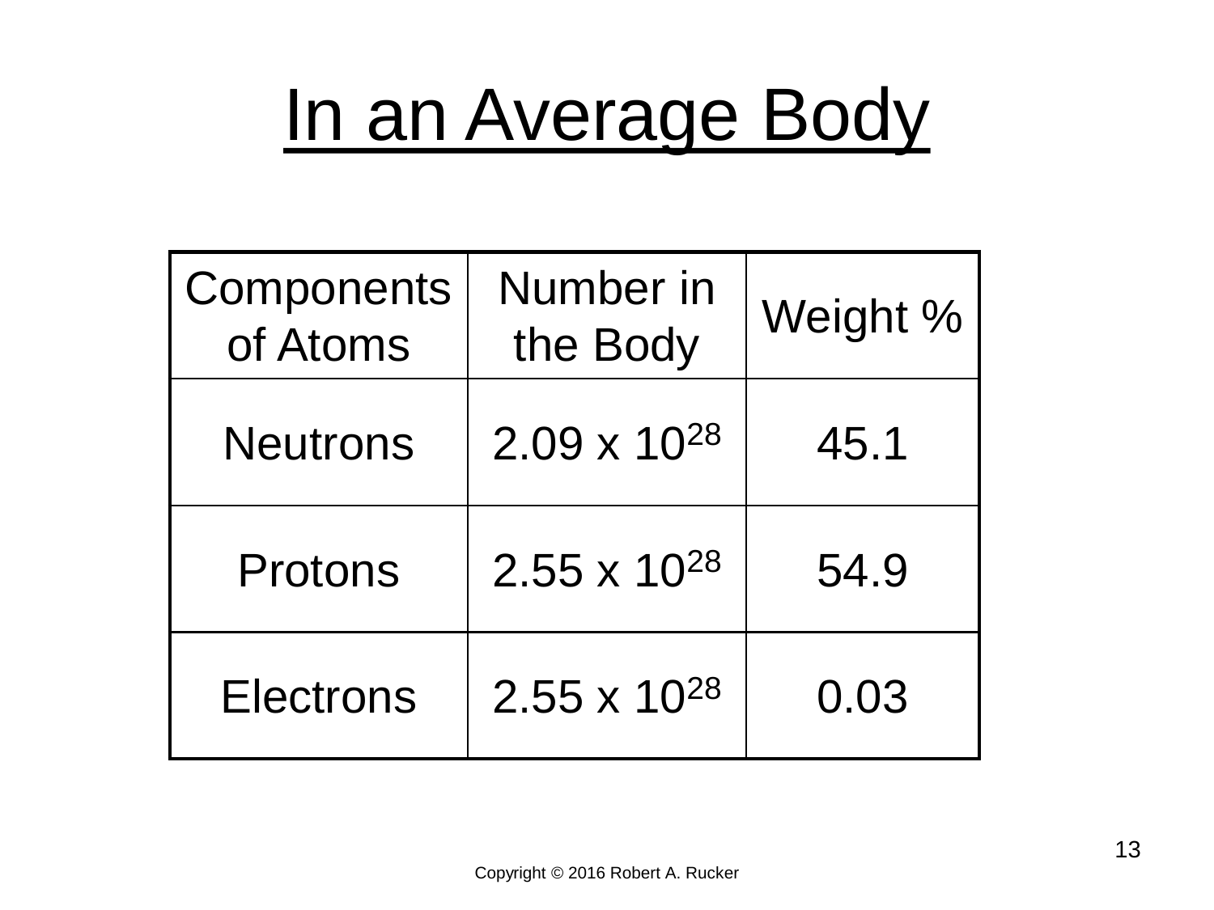# In an Average Body

| Components of Atoms | Number in the Body | Weight % |
|---|---|---|
| Neutrons | $2.09 \times 10^{28}$ | 45.1 |
| Protons | $2.55 \times 10^{28}$ | 54.9 |
| Electrons | $2.55 \times 10^{28}$ | 0.03 |

Copyright © 2016 Robert A. Rucker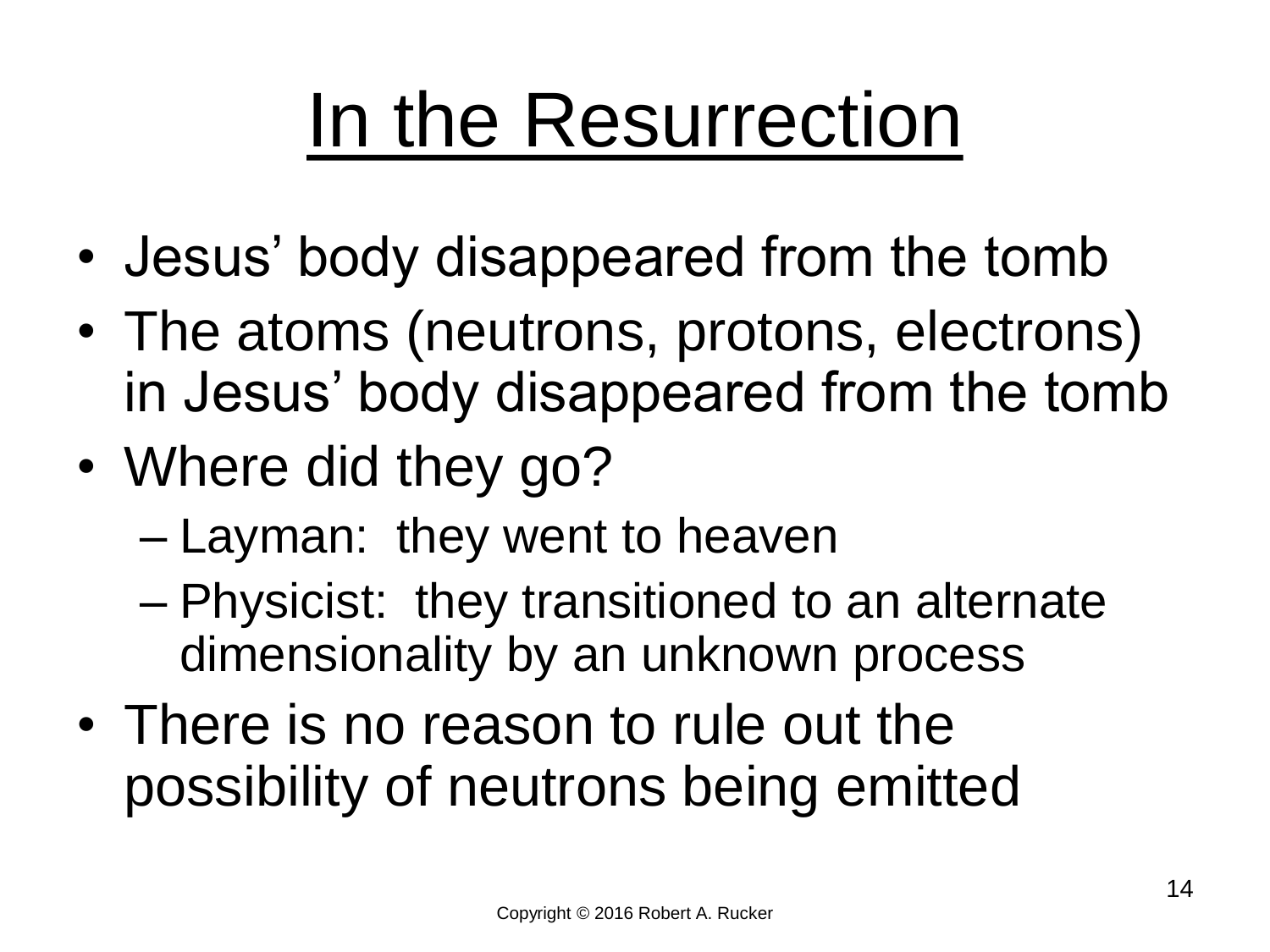# In the Resurrection

- Jesus' body disappeared from the tomb
- The atoms (neutrons, protons, electrons) in Jesus' body disappeared from the tomb
- Where did they go?
  - Layman: they went to heaven
  - Physicist: they transitioned to an alternate dimensionality by an unknown process
- There is no reason to rule out the possibility of neutrons being emitted

Copyright © 2016 Robert A. Rucker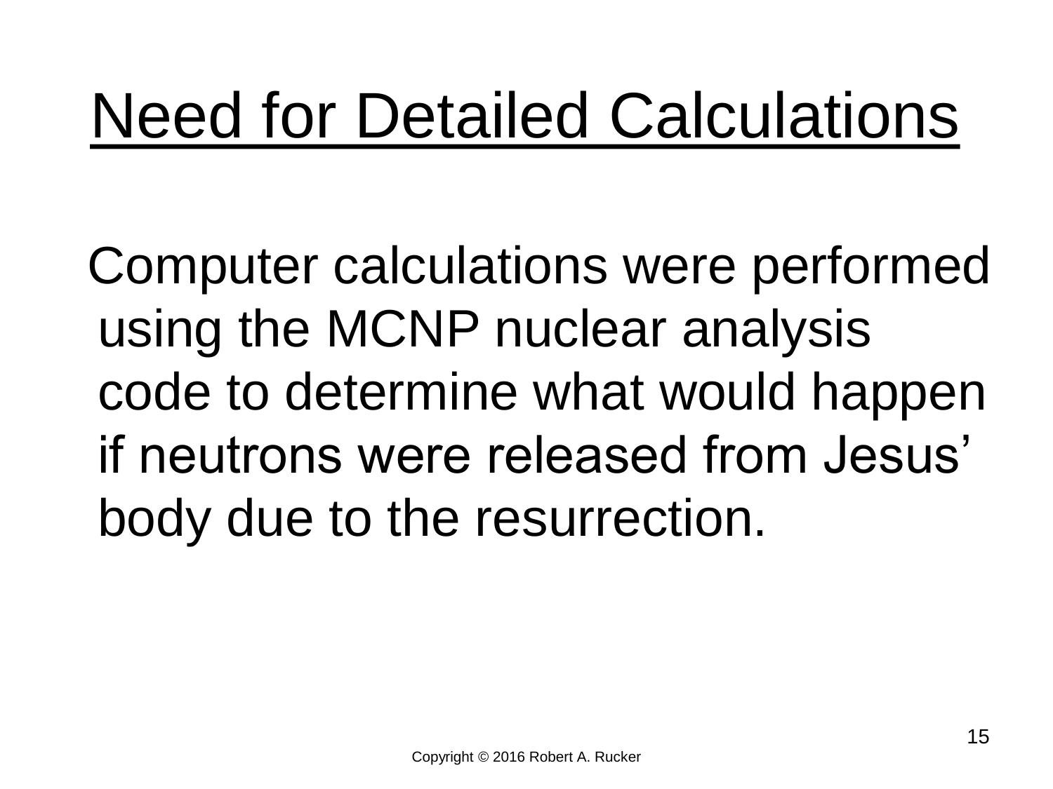# Need for Detailed Calculations

Computer calculations were performed using the MCNP nuclear analysis code to determine what would happen if neutrons were released from Jesus' body due to the resurrection.

Copyright © 2016 Robert A. Rucker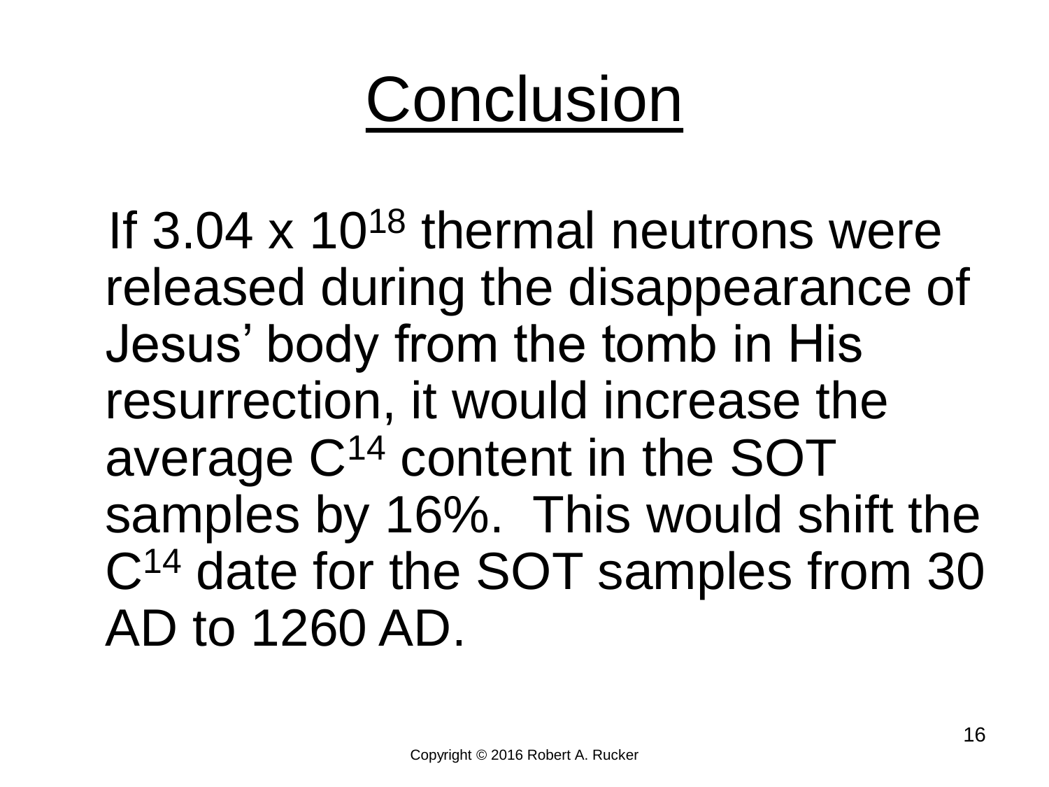# Conclusion

If $3.04 \times 10^{18}$ thermal neutrons were released during the disappearance of Jesus' body from the tomb in His resurrection, it would increase the average $C^{14}$ content in the SOT samples by 16%. This would shift the $C^{14}$ date for the SOT samples from 30 AD to 1260 AD.

Copyright © 2016 Robert A. Rucker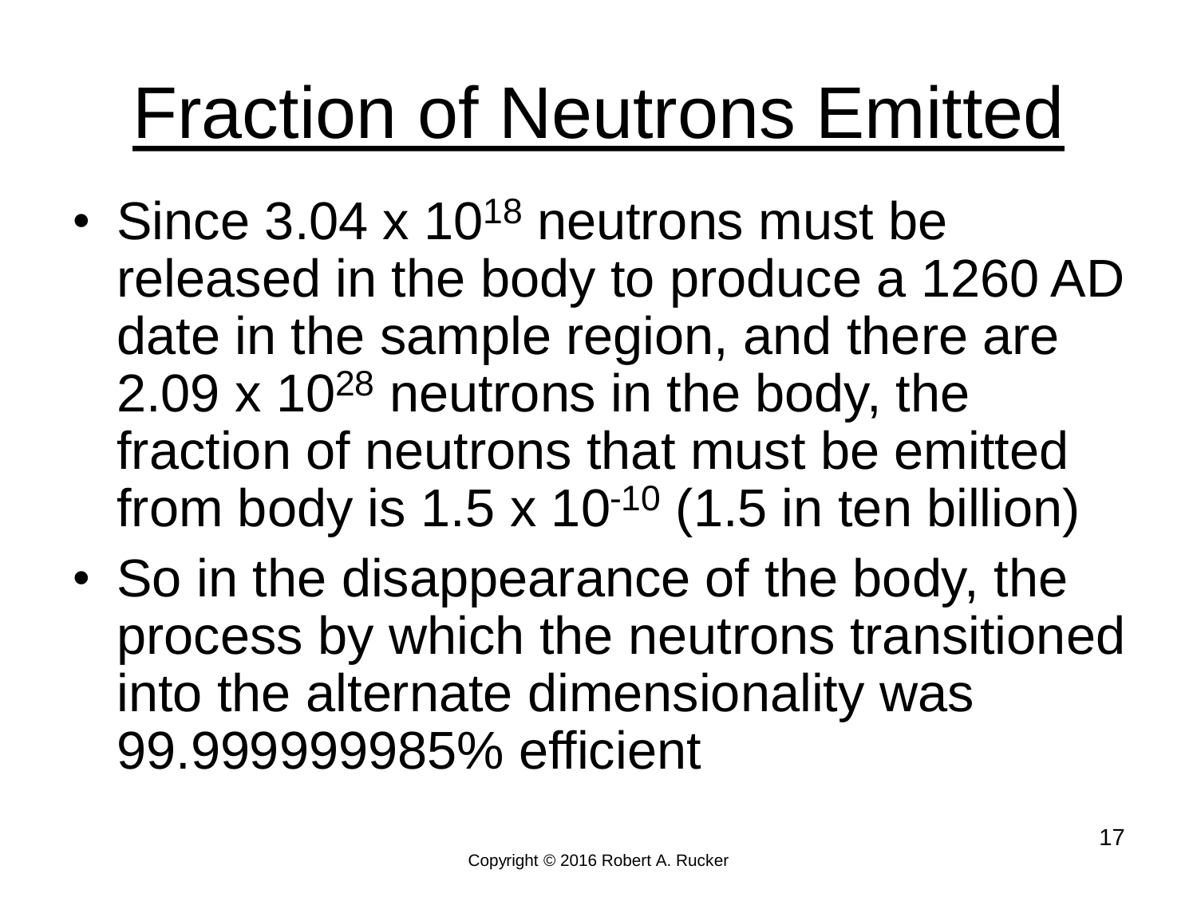# Fraction of Neutrons Emitted

- Since $3.04 \times 10^{18}$ neutrons must be released in the body to produce a 1260 AD date in the sample region, and there are $2.09 \times 10^{28}$ neutrons in the body, the fraction of neutrons that must be emitted from body is $1.5 \times 10^{-10}$ (1.5 in ten billion)
- So in the disappearance of the body, the process by which the neutrons transitioned into the alternate dimensionality was 99.999999985% efficient

Copyright © 2016 Robert A. Rucker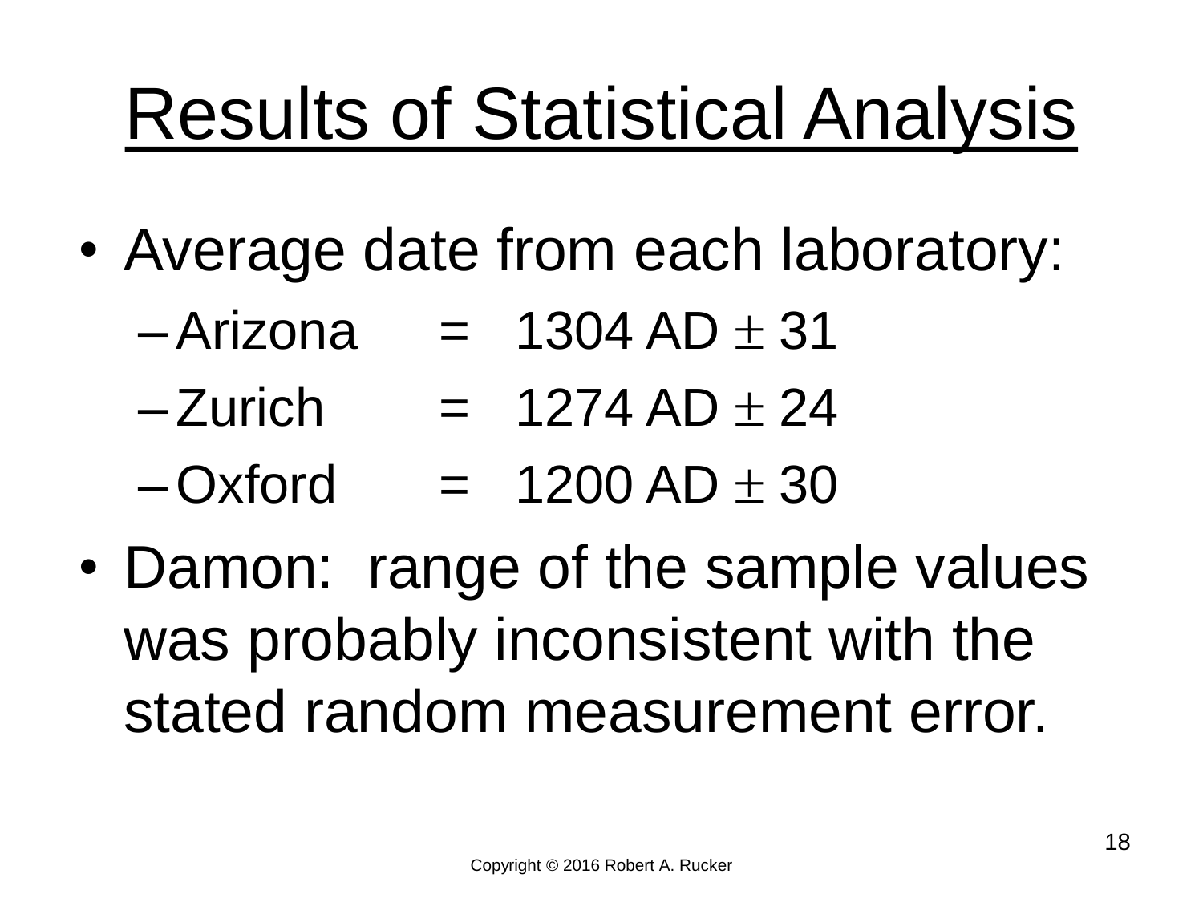# Results of Statistical Analysis

- Average date from each laboratory:
  - Arizona = 1304 AD $\pm$ 31
  - Zurich = 1274 AD $\pm$ 24
  - Oxford = 1200 AD $\pm$ 30
- Damon: range of the sample values was probably inconsistent with the stated random measurement error.

Copyright © 2016 Robert A. Rucker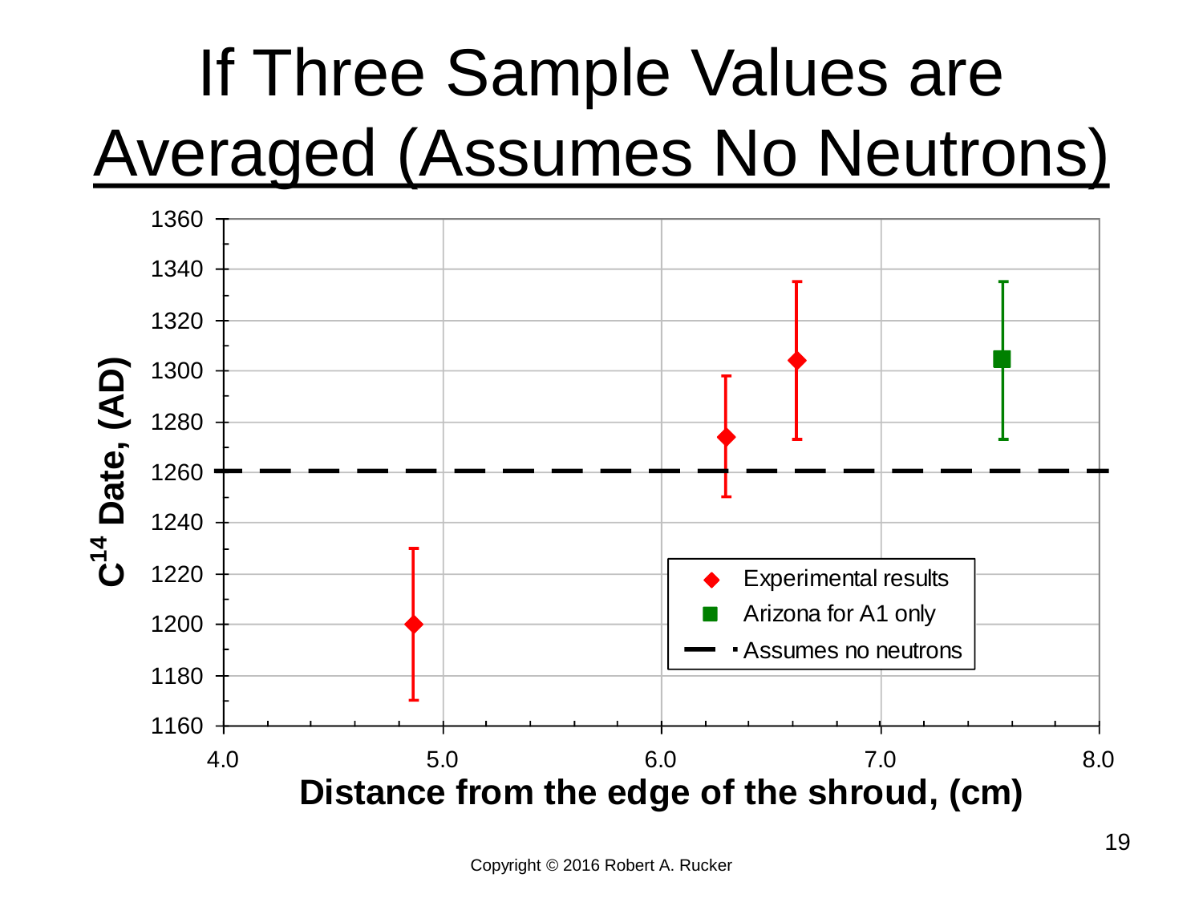# If Three Sample Values are Averaged (Assumes No Neutrons)

Copyright © 2016 Robert A. Rucker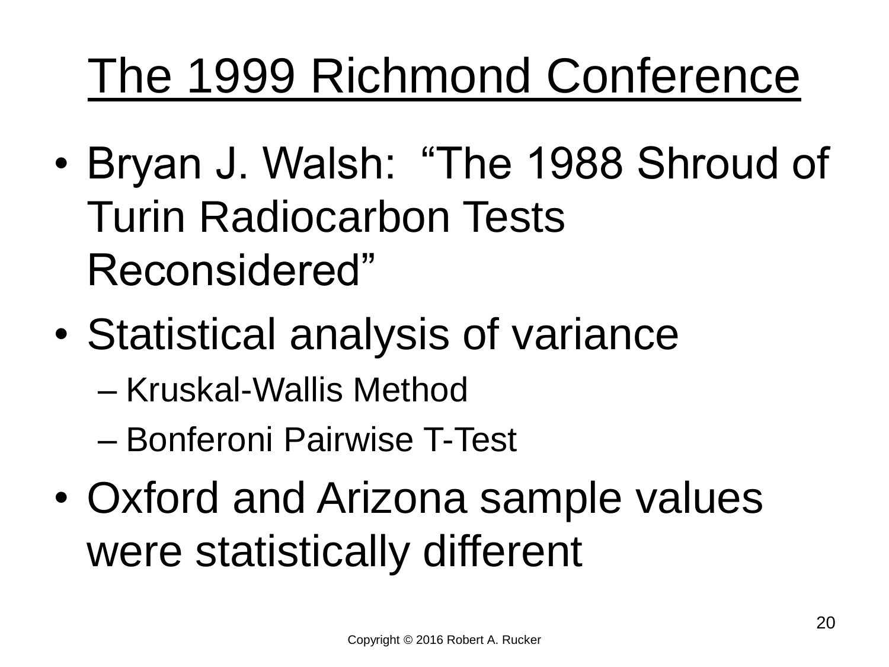# The 1999 Richmond Conference

- Bryan J. Walsh: "The 1988 Shroud of Turin Radiocarbon Tests Reconsidered"
- Statistical analysis of variance
  - Kruskal-Wallis Method
  - Bonferoni Pairwise T-Test
- Oxford and Arizona sample values were statistically different

Copyright © 2016 Robert A. Rucker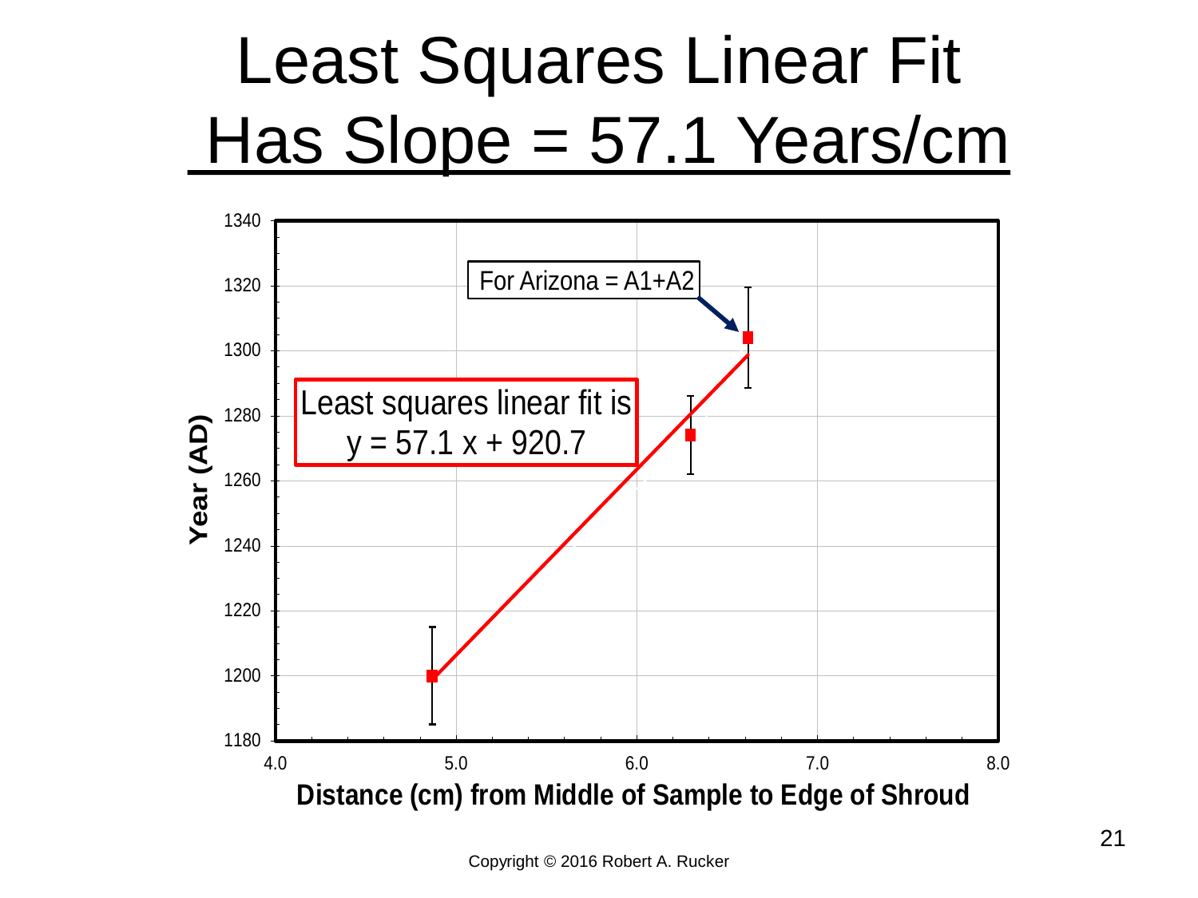# Least Squares Linear Fit Has Slope = 57.1 Years/cm

For Arizona = A1+A2

Least squares linear fit is
$y = 57.1\,x + 920.7$

Year (AD)

1340, 1320, 1300, 1280, 1260, 1240, 1220, 1200, 1180

4.0, 5.0, 6.0, 7.0, 8.0

**Distance (cm) from Middle of Sample to Edge of Shroud**

Copyright © 2016 Robert A. Rucker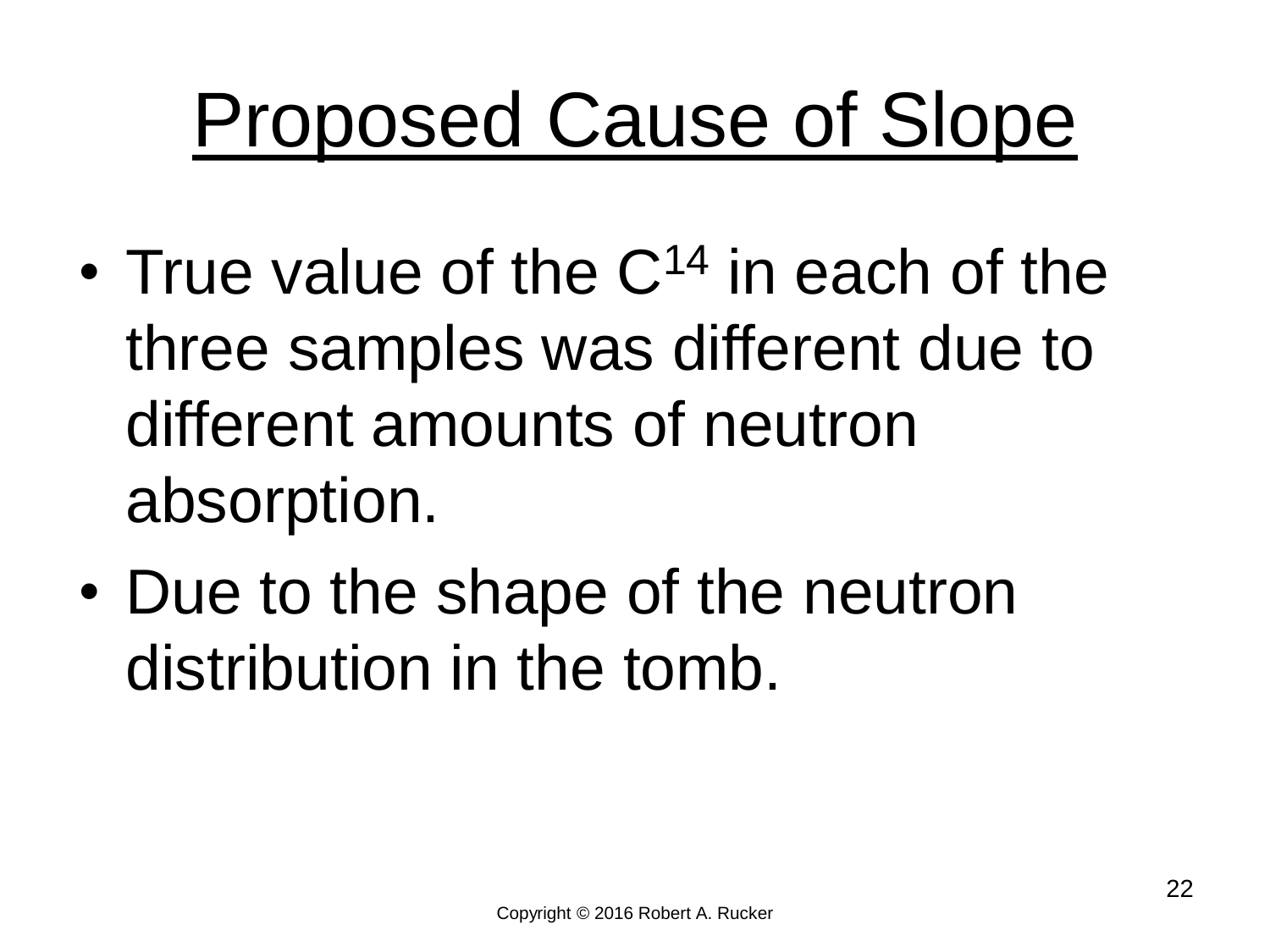# Proposed Cause of Slope

- True value of the $C^{14}$ in each of the three samples was different due to different amounts of neutron absorption.
- Due to the shape of the neutron distribution in the tomb.

Copyright © 2016 Robert A. Rucker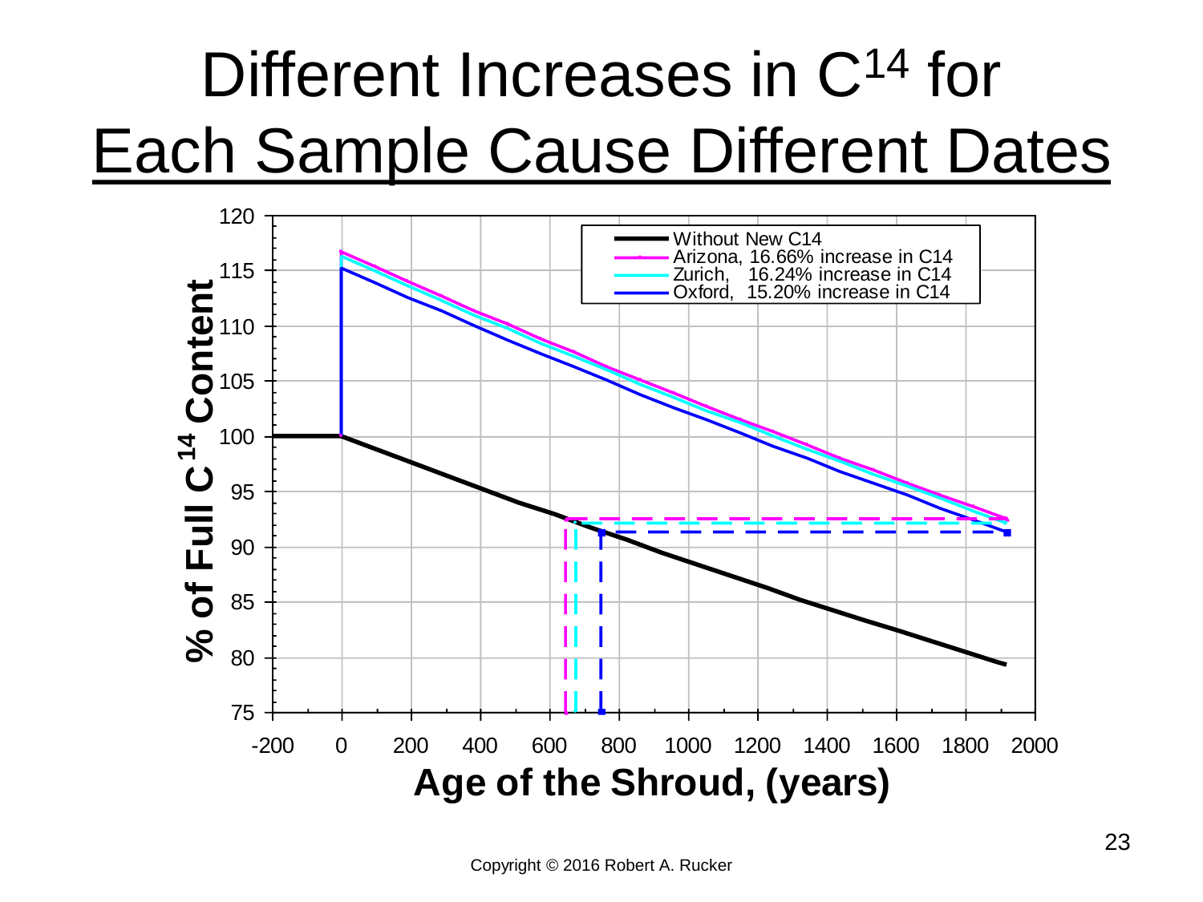# Different Increases in $C^{14}$ for Each Sample Cause Different Dates

% of Full $C^{14}$ Content

Without New C14
Arizona, 16.66% increase in C14
Zurich, 16.24% increase in C14
Oxford, 15.20% increase in C14

Age of the Shroud, (years)

Copyright © 2016 Robert A. Rucker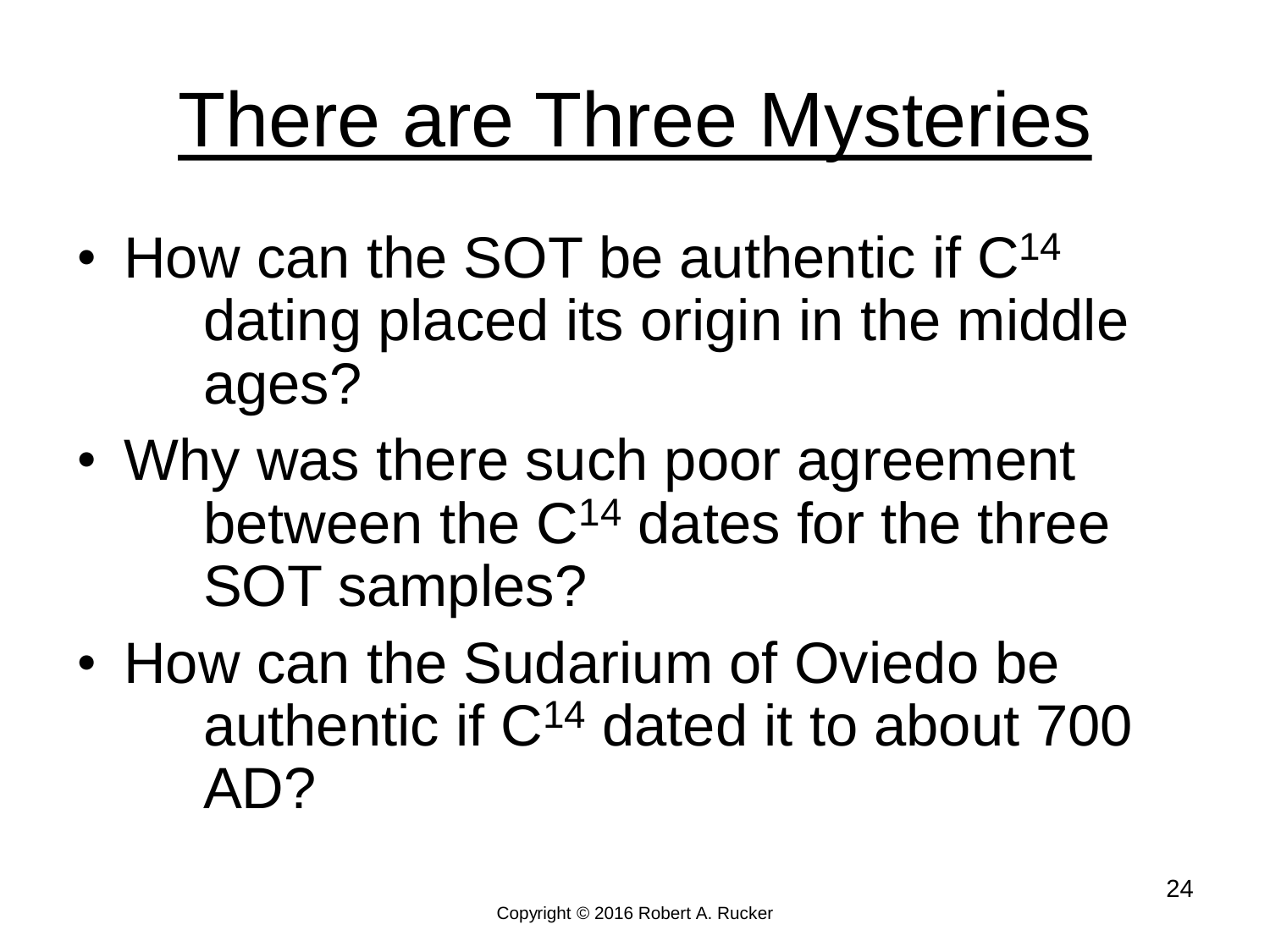# There are Three Mysteries

- How can the SOT be authentic if $C^{14}$ dating placed its origin in the middle ages?
- Why was there such poor agreement between the $C^{14}$ dates for the three SOT samples?
- How can the Sudarium of Oviedo be authentic if $C^{14}$ dated it to about 700 AD?

Copyright © 2016 Robert A. Rucker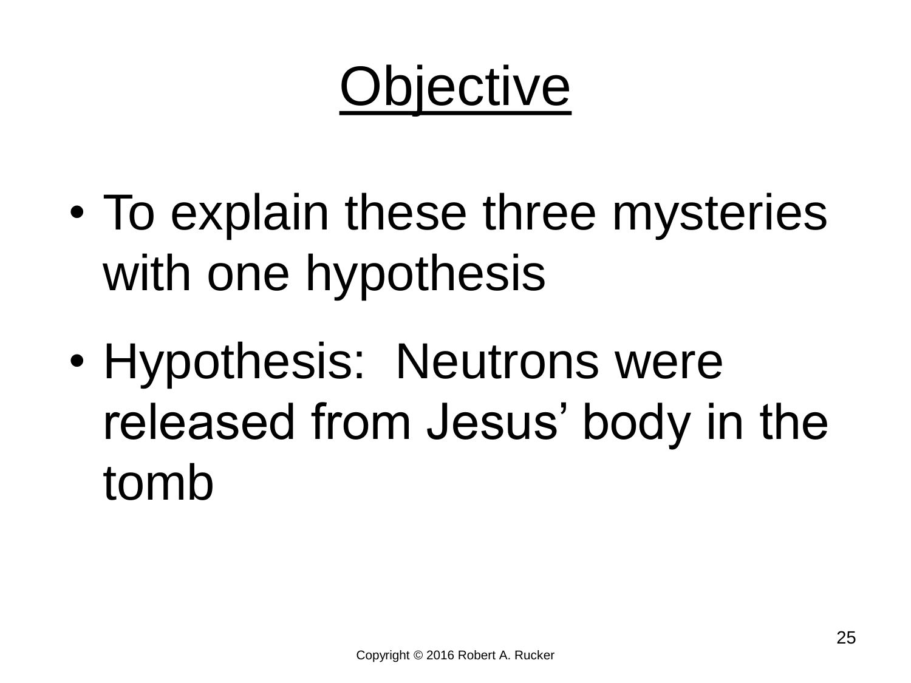# Objective

- To explain these three mysteries with one hypothesis
- Hypothesis: Neutrons were released from Jesus' body in the tomb

Copyright © 2016 Robert A. Rucker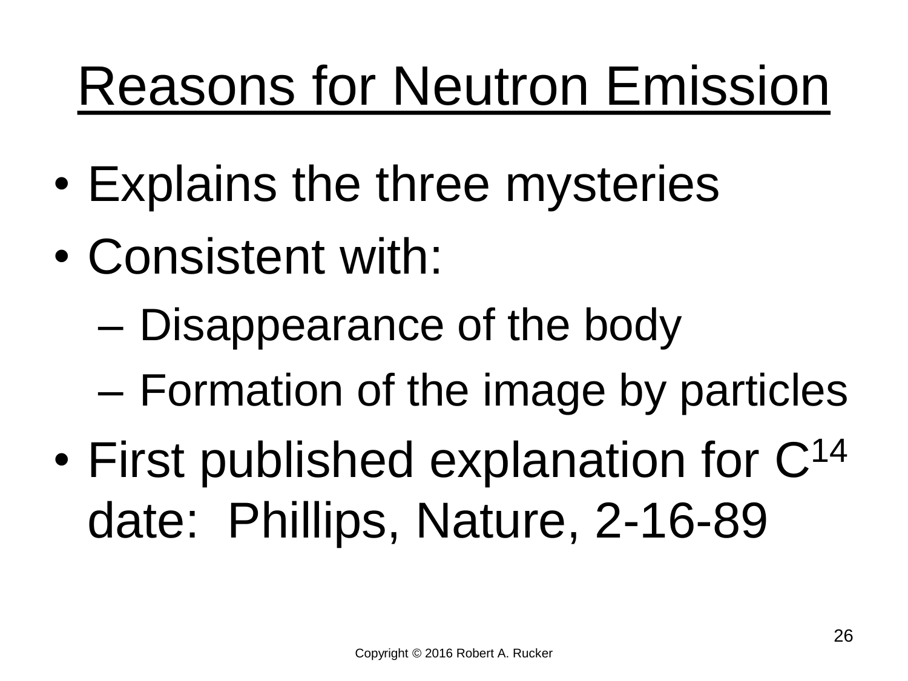# Reasons for Neutron Emission

- Explains the three mysteries
- Consistent with:
  - Disappearance of the body
  - Formation of the image by particles
- First published explanation for $C^{14}$ date: Phillips, Nature, 2-16-89

Copyright © 2016 Robert A. Rucker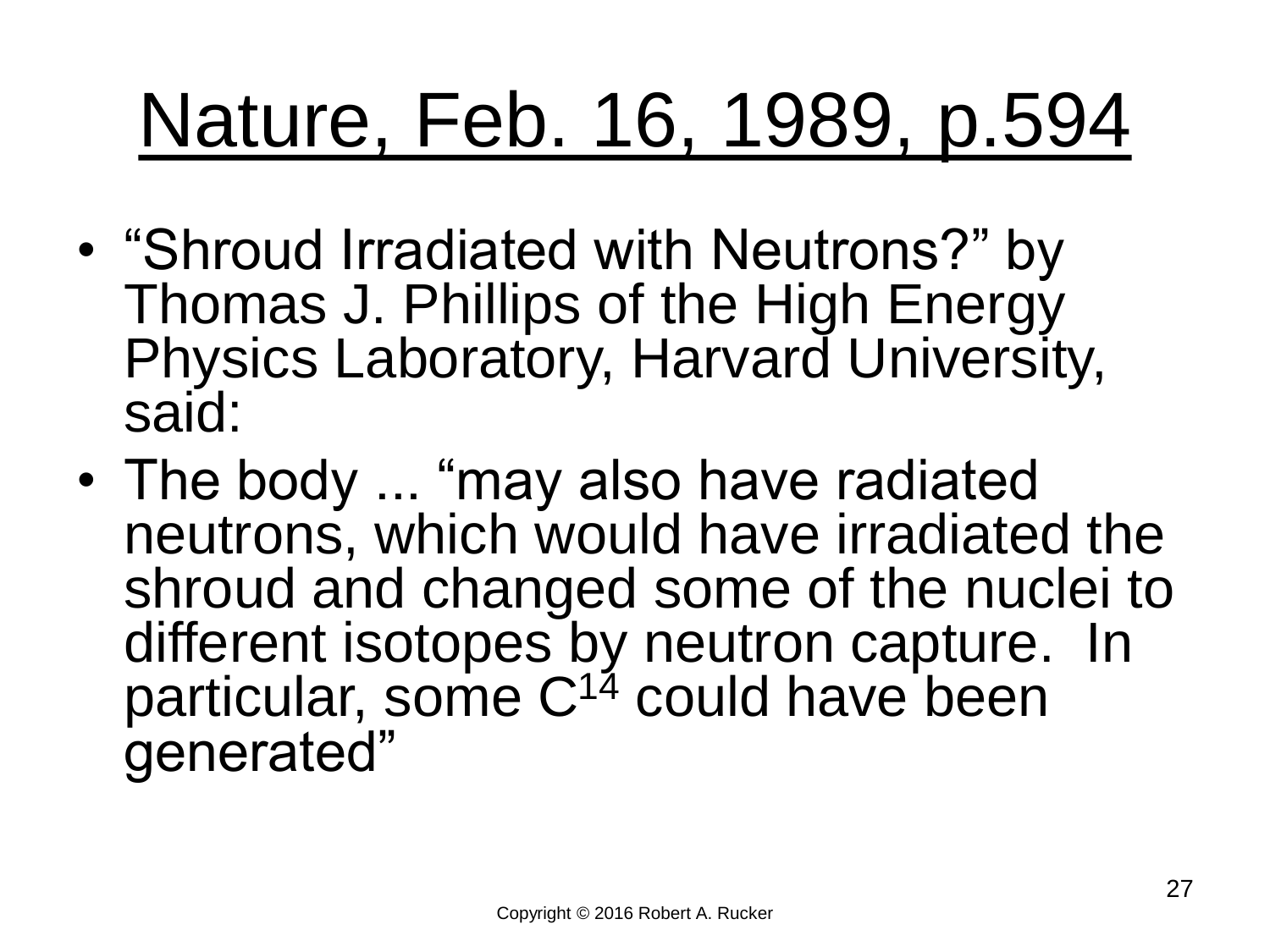# Nature, Feb. 16, 1989, p.594

- "Shroud Irradiated with Neutrons?" by Thomas J. Phillips of the High Energy Physics Laboratory, Harvard University, said:
- The body ... "may also have radiated neutrons, which would have irradiated the shroud and changed some of the nuclei to different isotopes by neutron capture. In particular, some $C^{14}$ could have been generated"

Copyright © 2016 Robert A. Rucker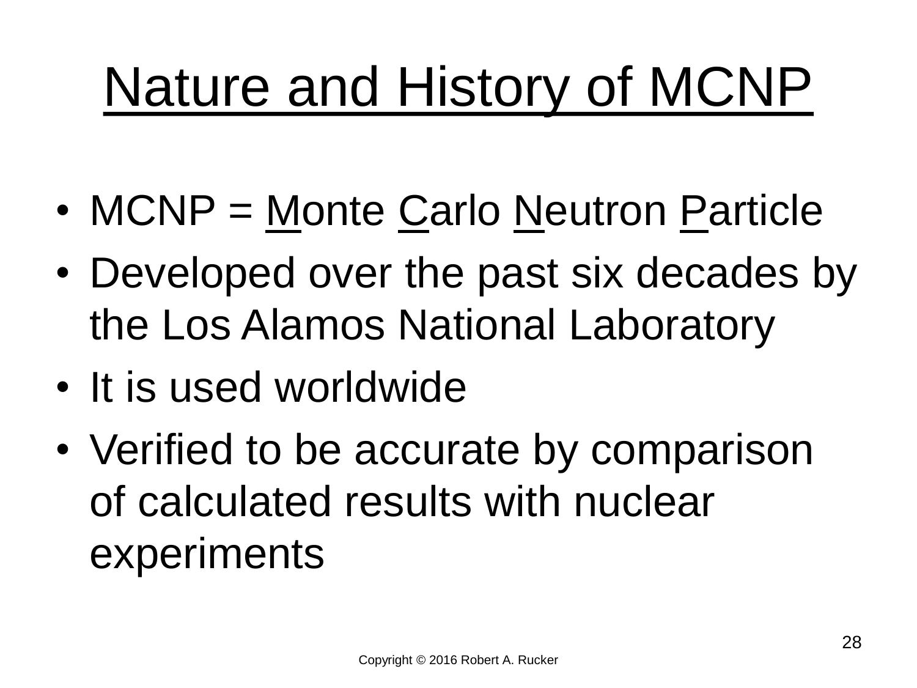# Nature and History of MCNP

- MCNP = Monte Carlo Neutron Particle
- Developed over the past six decades by the Los Alamos National Laboratory
- It is used worldwide
- Verified to be accurate by comparison of calculated results with nuclear experiments

Copyright © 2016 Robert A. Rucker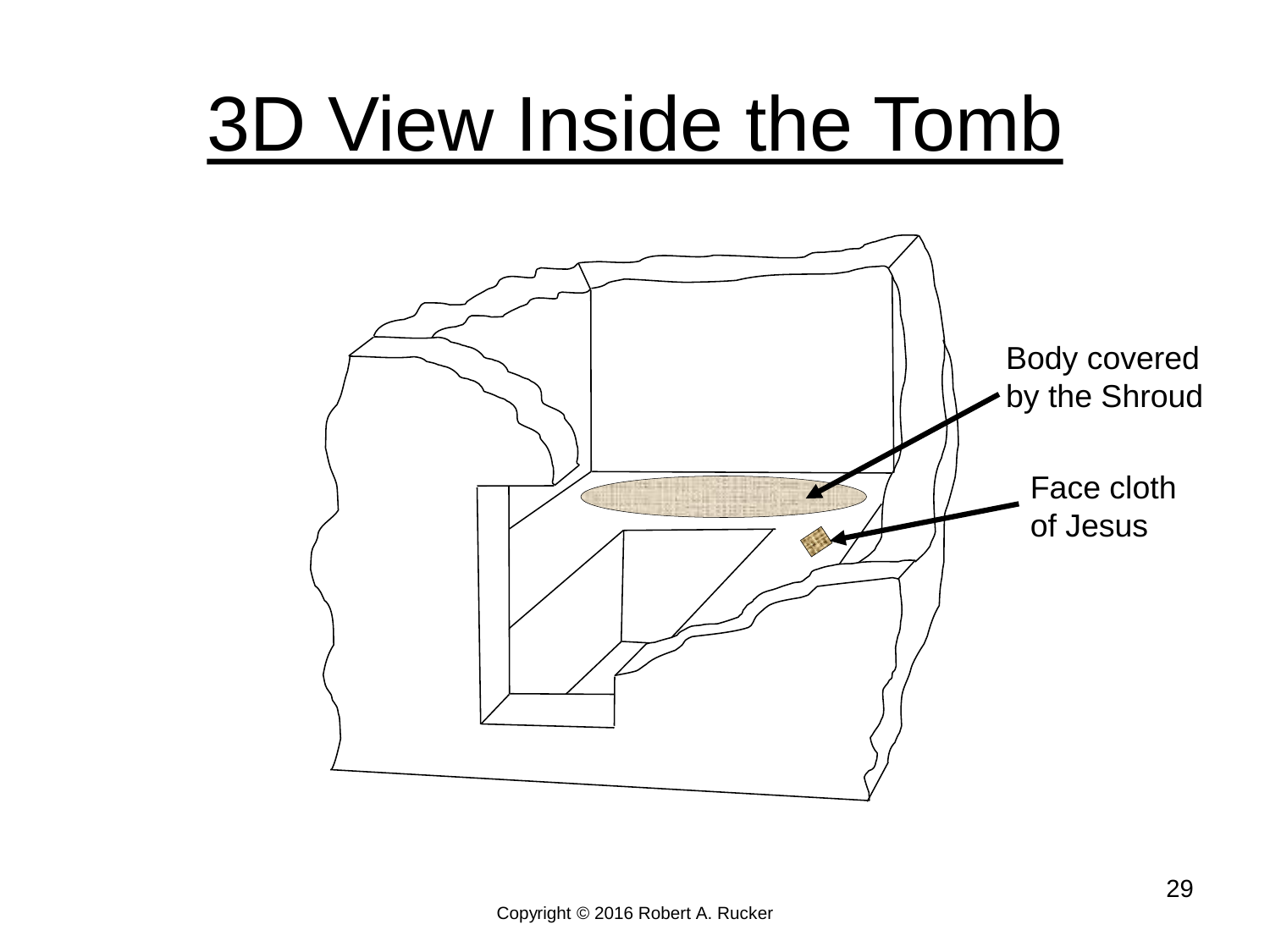# 3D View Inside the Tomb

Body covered by the Shroud

Face cloth of Jesus

Copyright © 2016 Robert A. Rucker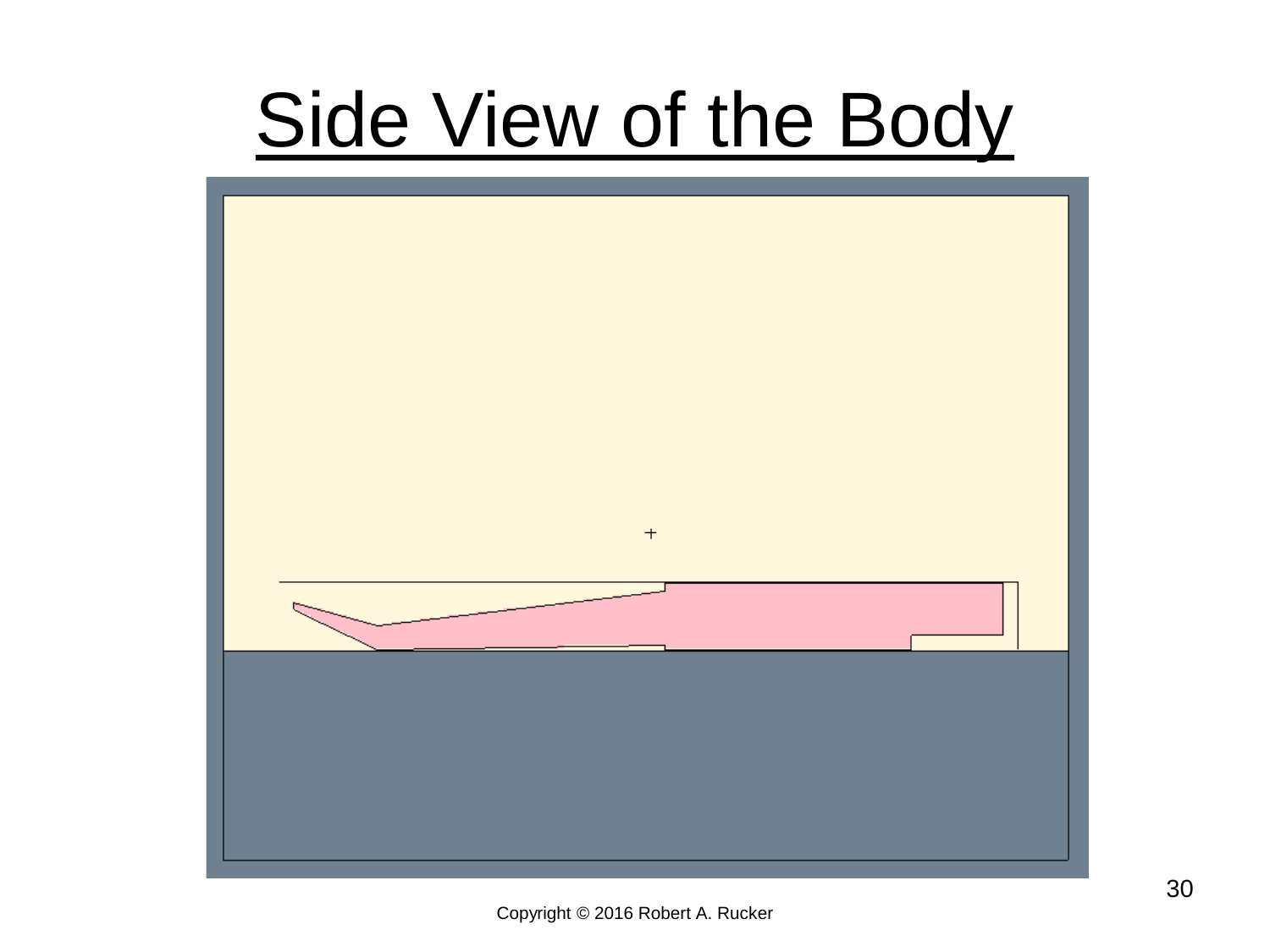# Side View of the Body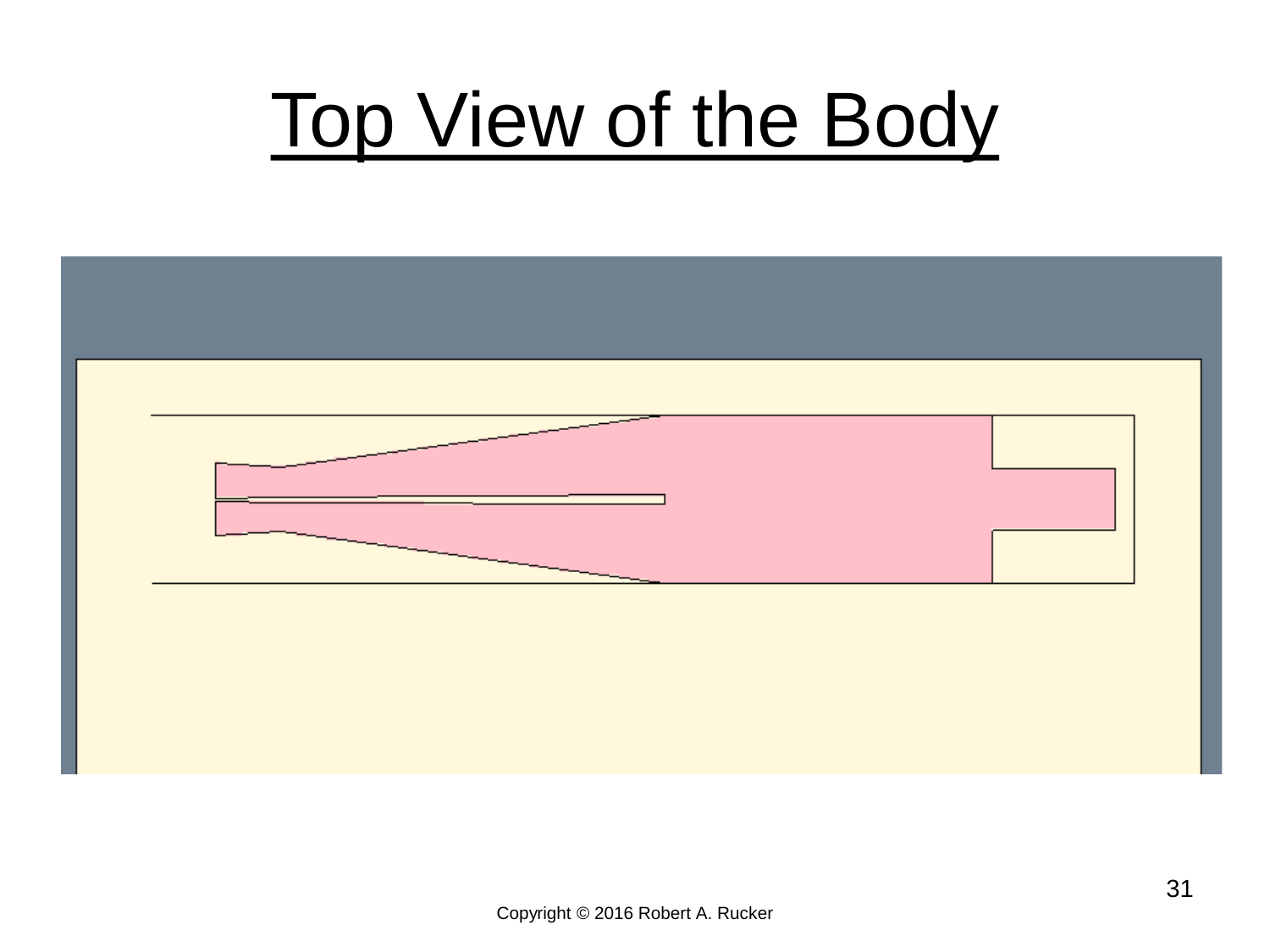# Top View of the Body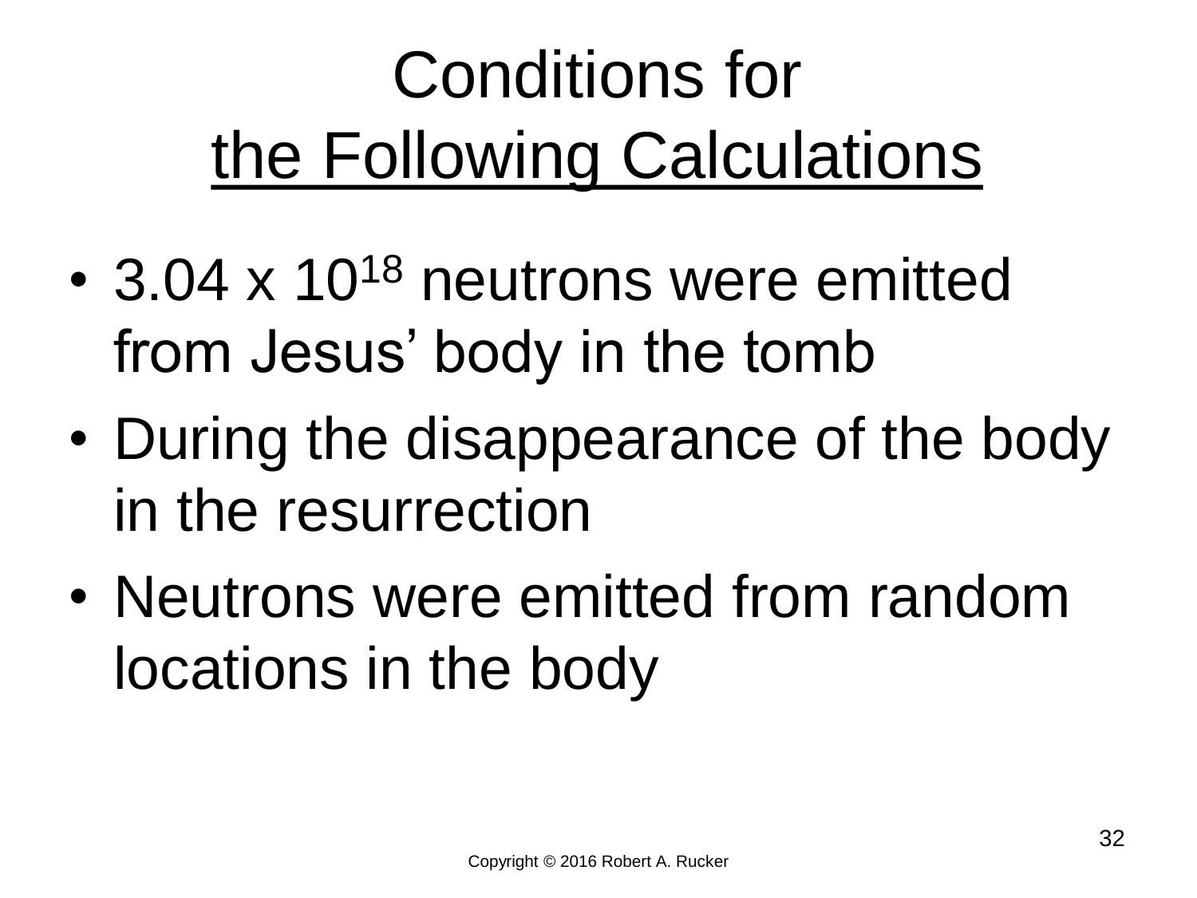# Conditions for the Following Calculations

- $3.04 \times 10^{18}$ neutrons were emitted from Jesus' body in the tomb
- During the disappearance of the body in the resurrection
- Neutrons were emitted from random locations in the body

Copyright © 2016 Robert A. Rucker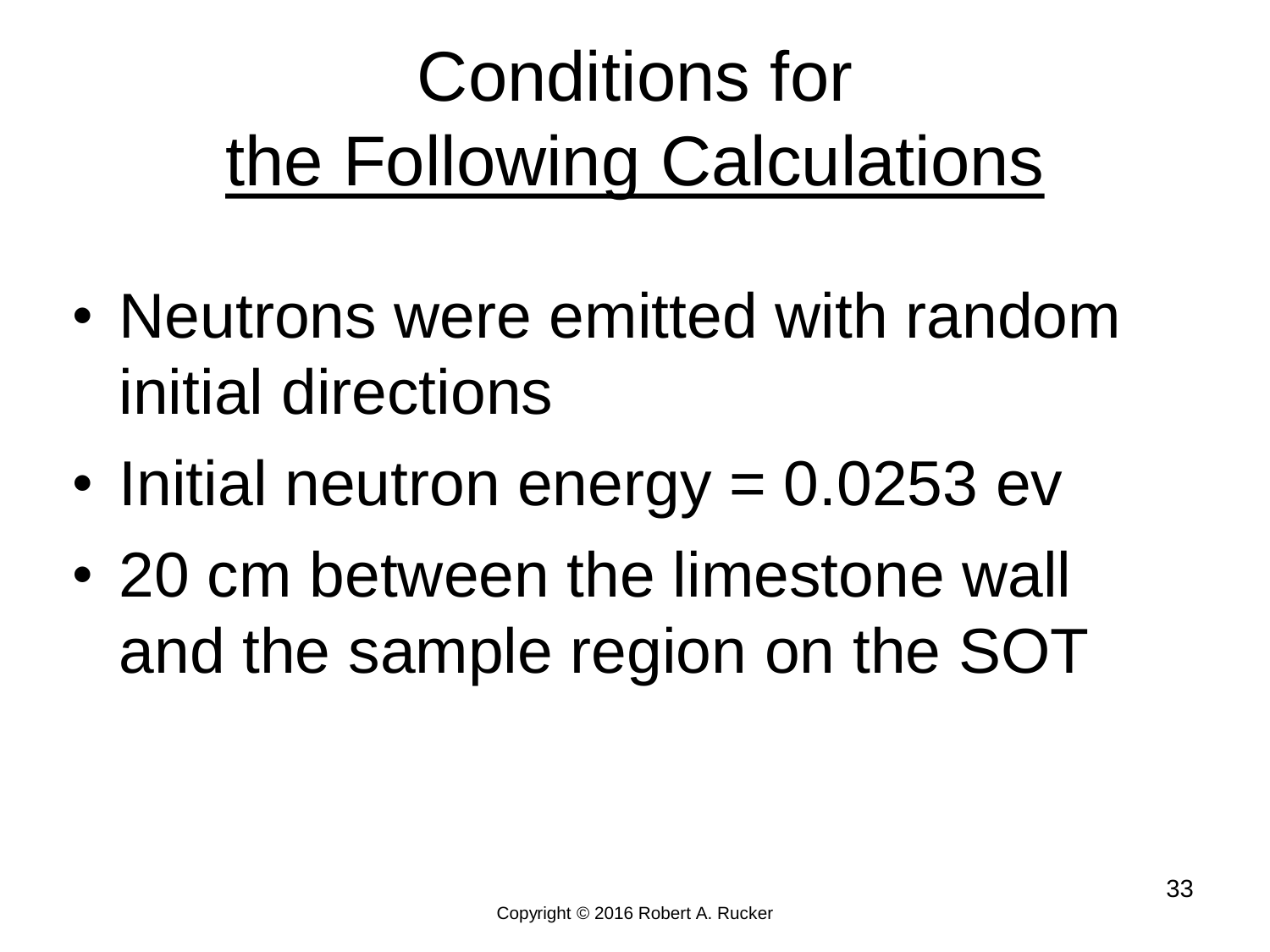# Conditions for the Following Calculations

- Neutrons were emitted with random initial directions
- Initial neutron energy = 0.0253 ev
- 20 cm between the limestone wall and the sample region on the SOT

Copyright © 2016 Robert A. Rucker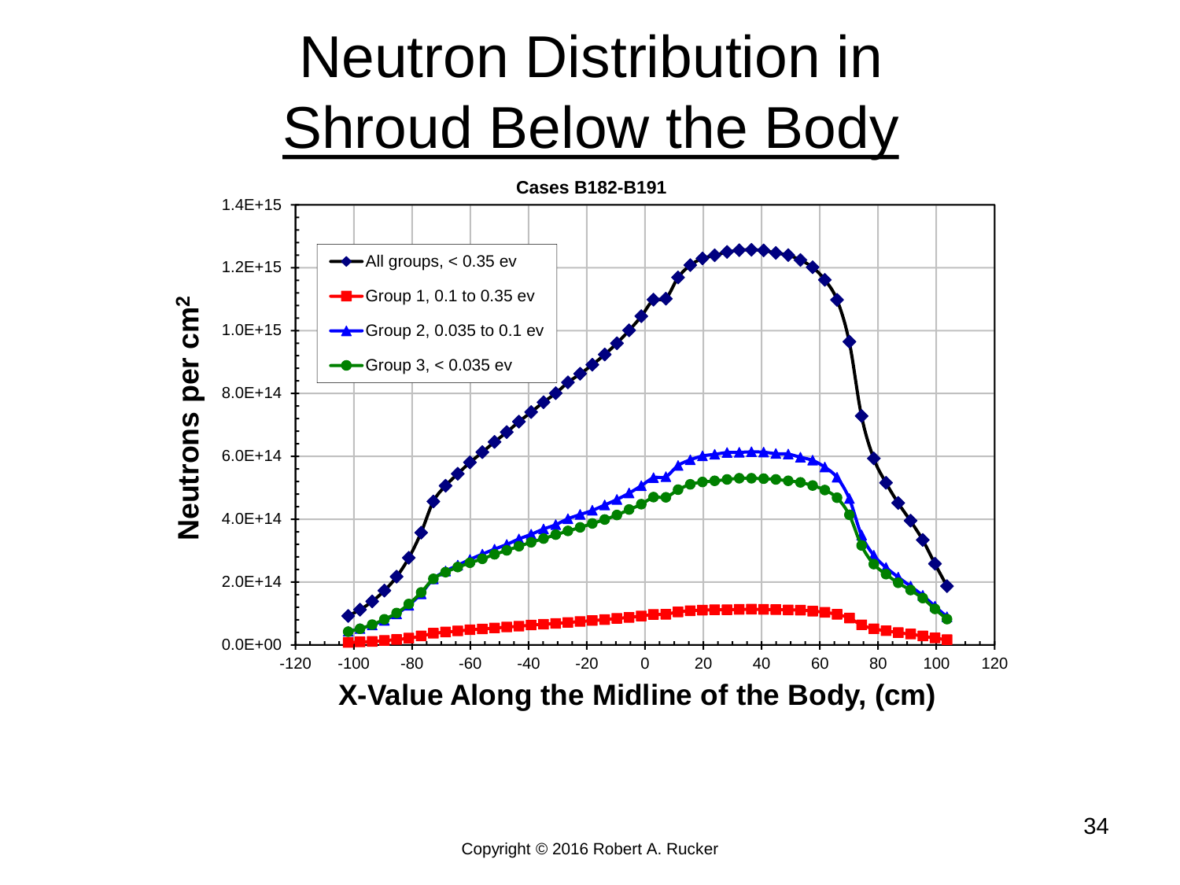# Neutron Distribution in Shroud Below the Body

**Cases B182-B191**

- All groups, < 0.35 ev
- Group 1, 0.1 to 0.35 ev
- Group 2, 0.035 to 0.1 ev
- Group 3, < 0.035 ev

Y-axis: **Neutrons per cm²** (0.0E+00 to 1.4E+15)

X-axis: **X-Value Along the Midline of the Body, (cm)** (-120 to 120)

Copyright © 2016 Robert A. Rucker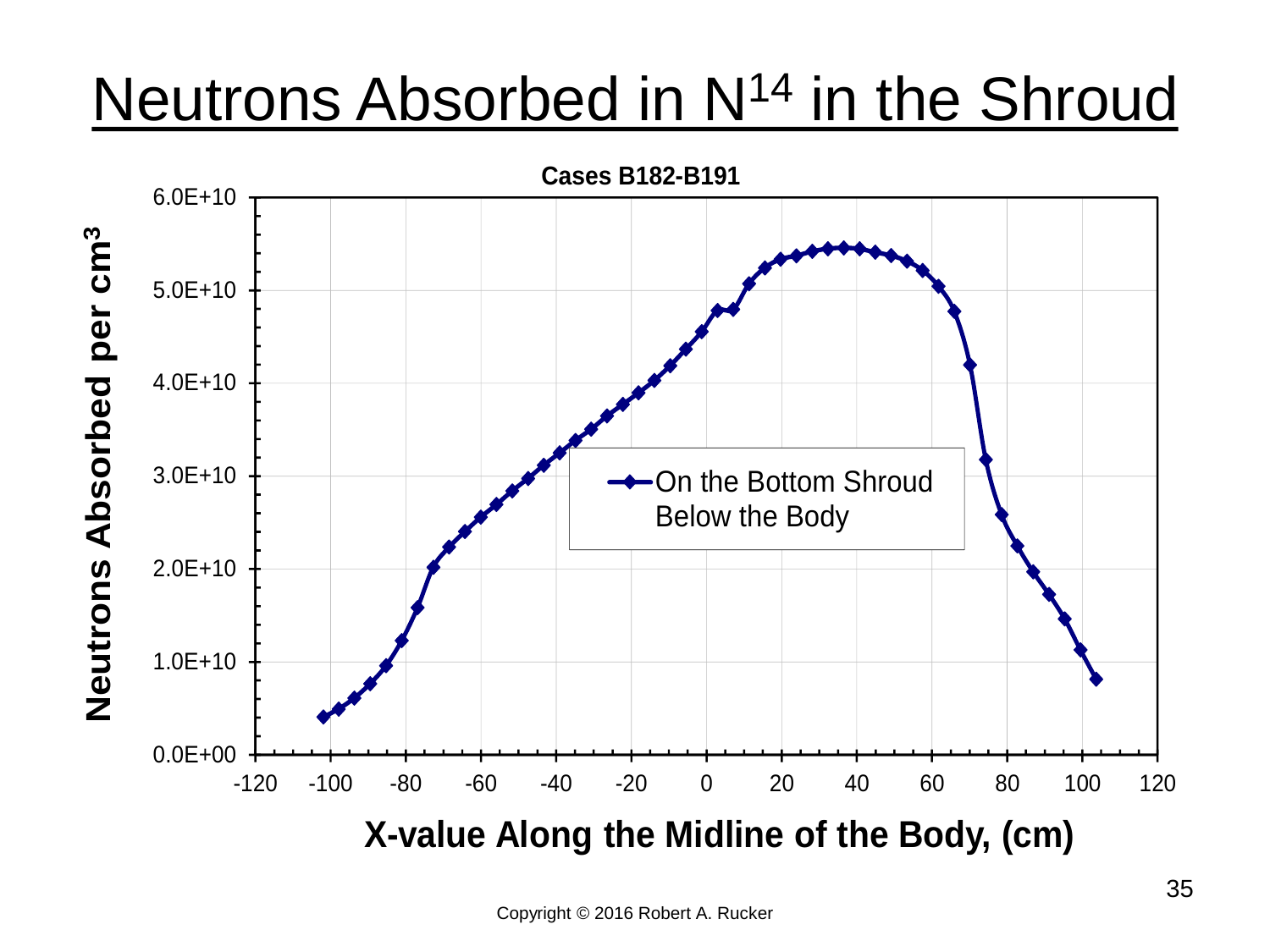# Neutrons Absorbed in $N^{14}$ in the Shroud

**Cases B182-B191**

Y-axis: **Neutrons Absorbed per $cm^3$** (0.0E+00 to 6.0E+10)

X-axis: **X-value Along the Midline of the Body, (cm)** (-120 to 120)

Legend: On the Bottom Shroud Below the Body

Copyright © 2016 Robert A. Rucker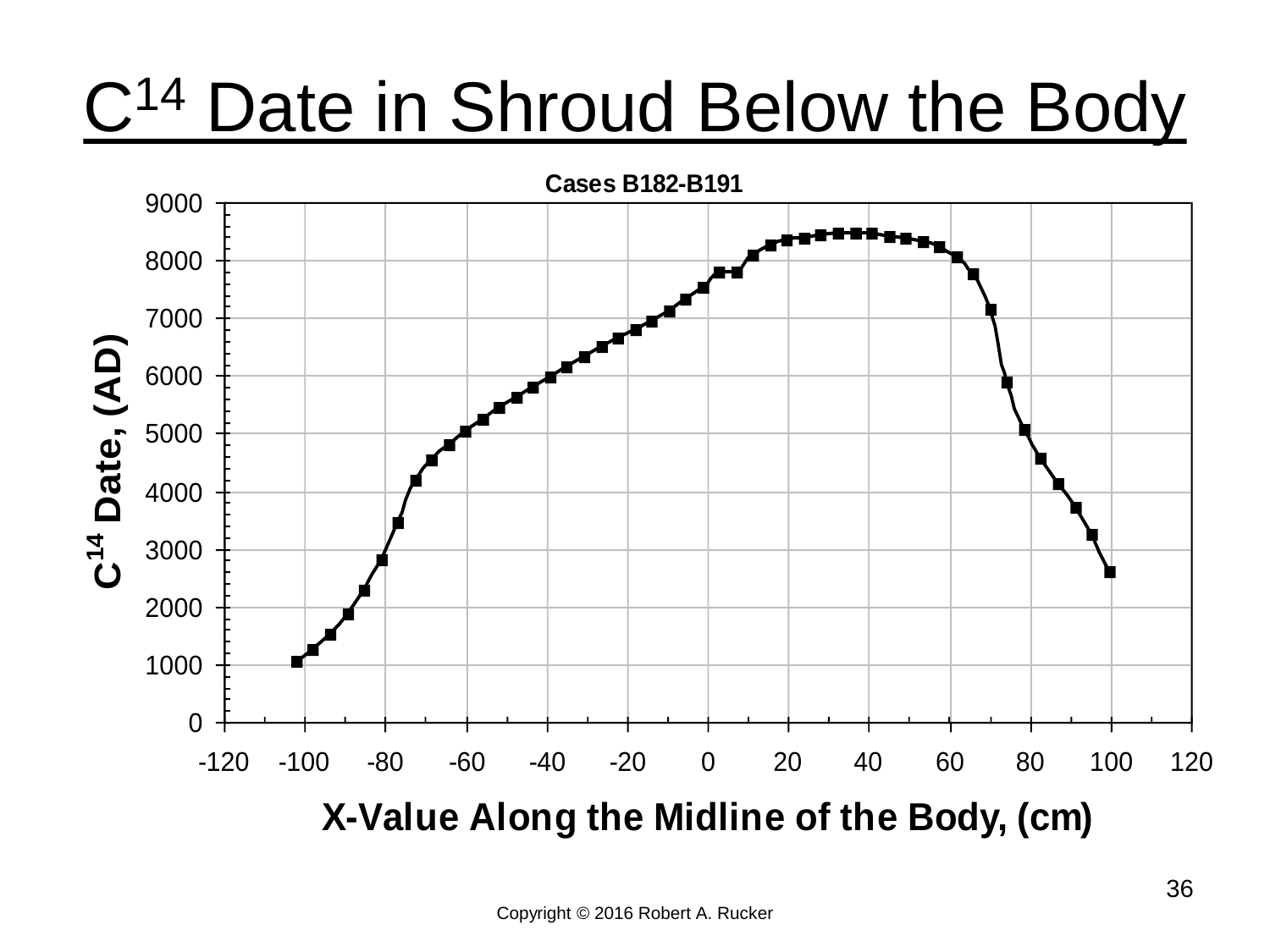# $C^{14}$ Date in Shroud Below the Body

Cases B182-B191

$C^{14}$ Date, (AD)

X-Value Along the Midline of the Body, (cm)

Copyright © 2016 Robert A. Rucker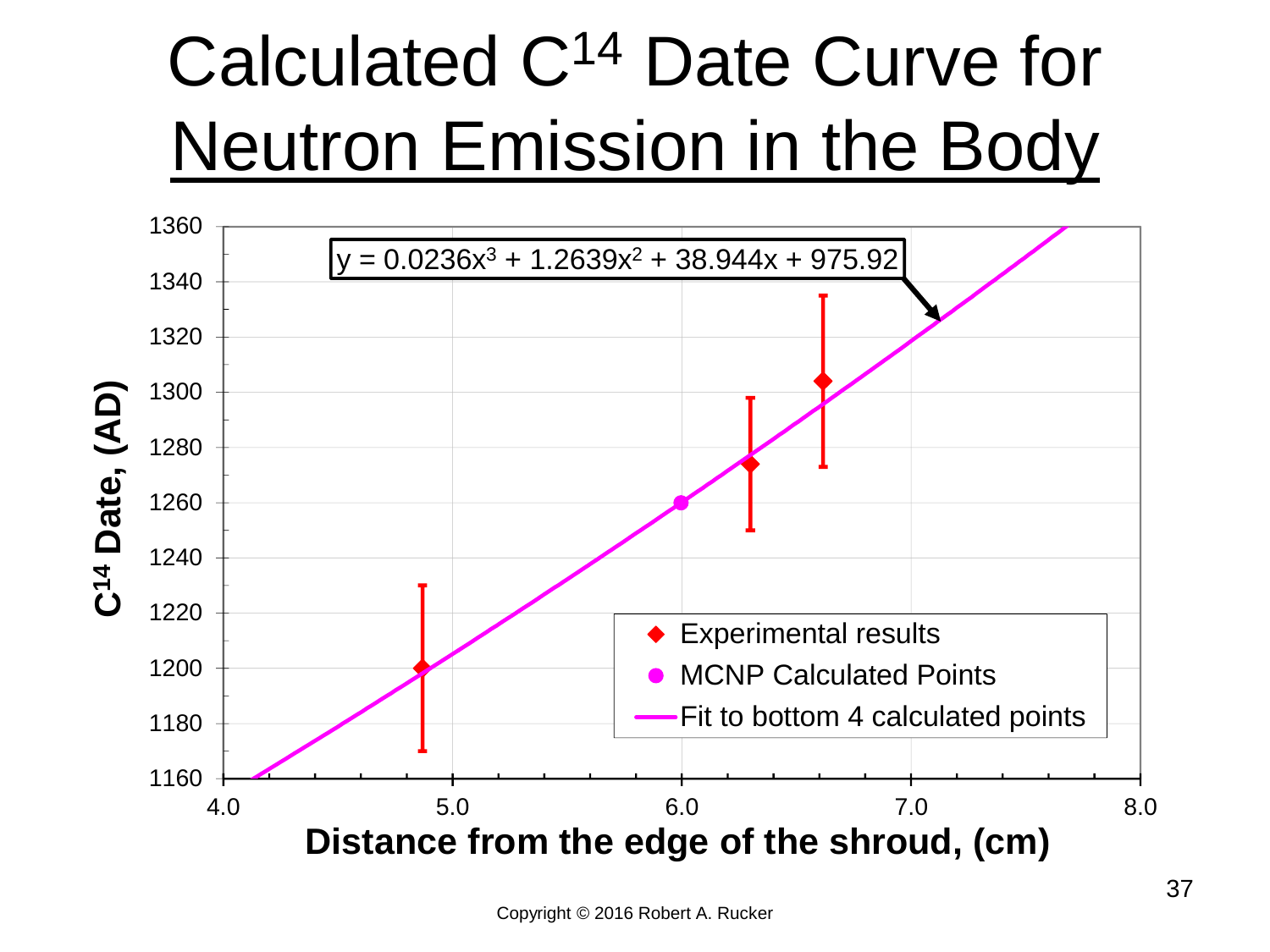# Calculated $C^{14}$ Date Curve for Neutron Emission in the Body

$$y = 0.0236x^3 + 1.2639x^2 + 38.944x + 975.92$$

- Experimental results
- MCNP Calculated Points
- Fit to bottom 4 calculated points

$C^{14}$ Date, (AD)

Distance from the edge of the shroud, (cm)

Copyright © 2016 Robert A. Rucker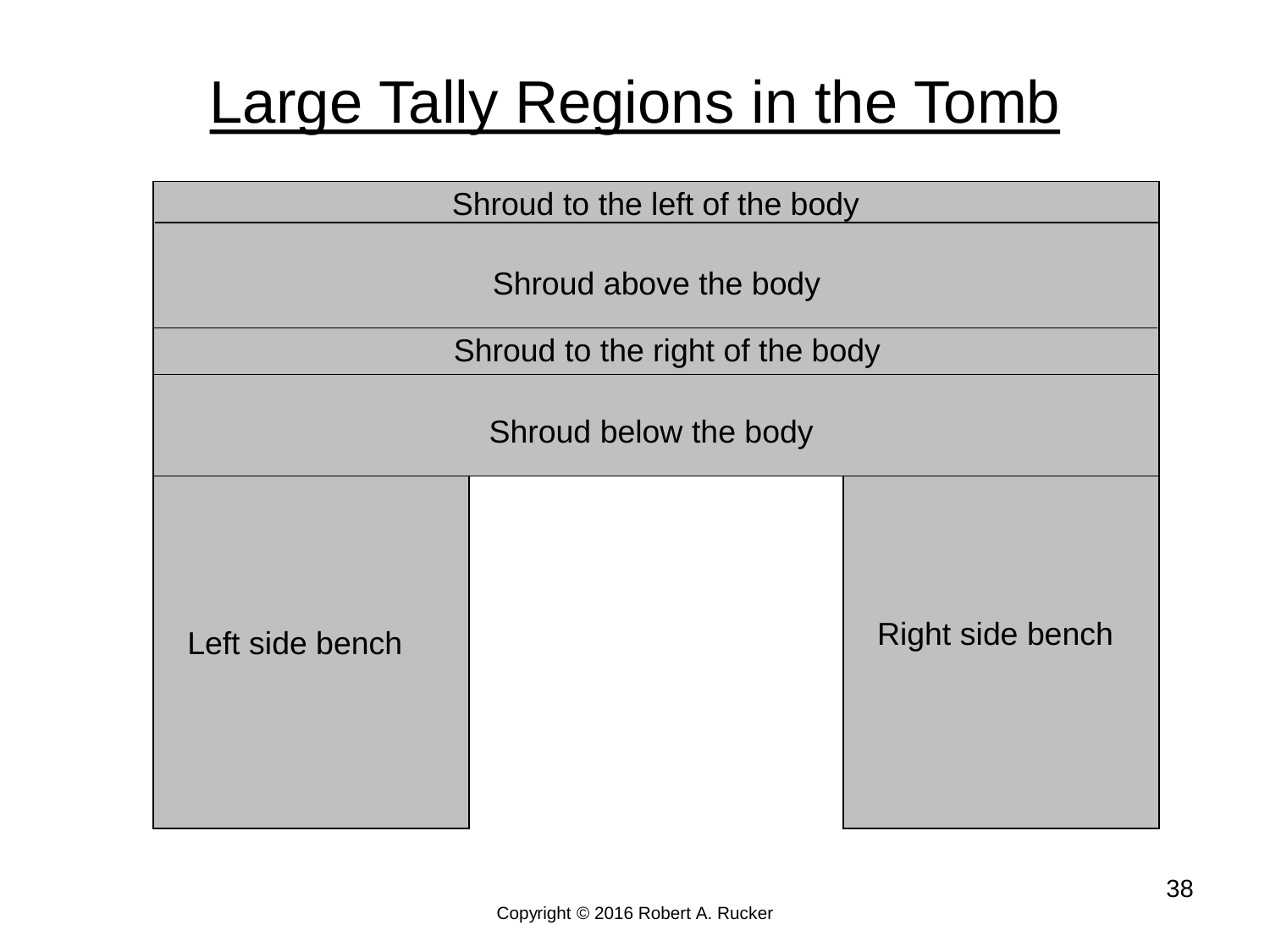# Large Tally Regions in the Tomb

Shroud to the left of the body

Shroud above the body

Shroud to the right of the body

Shroud below the body

Left side bench

Right side bench

Copyright © 2016 Robert A. Rucker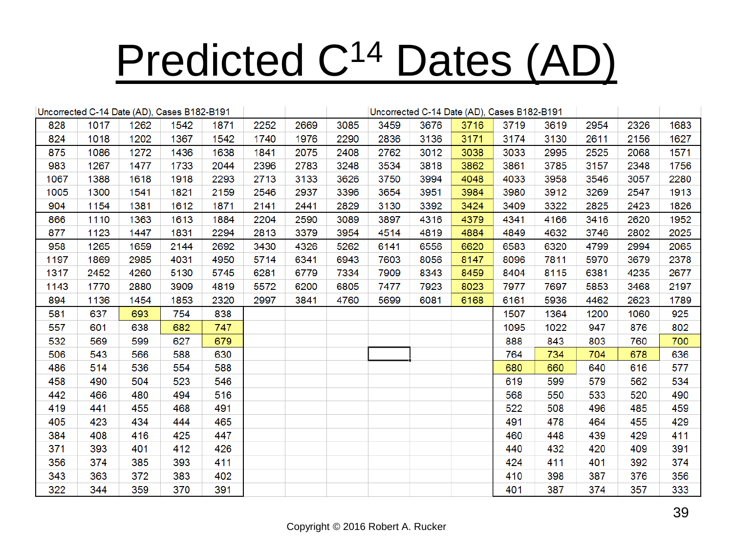# Predicted $C^{14}$ Dates (AD)

| Uncorrected C-14 Date (AD), Cases B182-B191 | | | | | | | | Uncorrected C-14 Date (AD), Cases B182-B191 | | | | | | | |
|---|---|---|---|---|---|---|---|---|---|---|---|---|---|---|---|
| 828 | 1017 | 1262 | 1542 | 1871 | 2252 | 2669 | 3085 | 3459 | 3676 | 3716 | 3719 | 3619 | 2954 | 2326 | 1683 |
| 824 | 1018 | 1202 | 1367 | 1542 | 1740 | 1976 | 2290 | 2836 | 3136 | 3171 | 3174 | 3130 | 2611 | 2156 | 1627 |
| 875 | 1086 | 1272 | 1436 | 1638 | 1841 | 2075 | 2408 | 2762 | 3012 | 3038 | 3033 | 2995 | 2525 | 2068 | 1571 |
| 983 | 1267 | 1477 | 1733 | 2044 | 2396 | 2783 | 3248 | 3534 | 3818 | 3862 | 3861 | 3785 | 3157 | 2348 | 1756 |
| 1067 | 1388 | 1618 | 1918 | 2293 | 2713 | 3133 | 3626 | 3750 | 3994 | 4048 | 4033 | 3958 | 3546 | 3057 | 2280 |
| 1005 | 1300 | 1541 | 1821 | 2159 | 2546 | 2937 | 3396 | 3654 | 3951 | 3984 | 3980 | 3912 | 3269 | 2547 | 1913 |
| 904 | 1154 | 1381 | 1612 | 1871 | 2141 | 2441 | 2829 | 3130 | 3392 | 3424 | 3409 | 3322 | 2825 | 2423 | 1826 |
| 866 | 1110 | 1363 | 1613 | 1884 | 2204 | 2590 | 3089 | 3897 | 4316 | 4379 | 4341 | 4166 | 3416 | 2620 | 1952 |
| 877 | 1123 | 1447 | 1831 | 2294 | 2813 | 3379 | 3954 | 4514 | 4819 | 4884 | 4849 | 4632 | 3746 | 2802 | 2025 |
| 958 | 1265 | 1659 | 2144 | 2692 | 3430 | 4326 | 5262 | 6141 | 6556 | 6620 | 6583 | 6320 | 4799 | 2994 | 2065 |
| 1197 | 1869 | 2985 | 4031 | 4950 | 5714 | 6341 | 6943 | 7603 | 8056 | 8147 | 8096 | 7811 | 5970 | 3679 | 2378 |
| 1317 | 2452 | 4260 | 5130 | 5745 | 6281 | 6779 | 7334 | 7909 | 8343 | 8459 | 8404 | 8115 | 6381 | 4235 | 2677 |
| 1143 | 1770 | 2880 | 3909 | 4819 | 5572 | 6200 | 6805 | 7477 | 7923 | 8023 | 7977 | 7697 | 5853 | 3468 | 2197 |
| 894 | 1136 | 1454 | 1853 | 2320 | 2997 | 3841 | 4760 | 5699 | 6081 | 6168 | 6161 | 5936 | 4462 | 2623 | 1789 |
| 581 | 637 | 693 | 754 | 838 | | | | | | | 1507 | 1364 | 1200 | 1060 | 925 |
| 557 | 601 | 638 | 682 | 747 | | | | | | | 1095 | 1022 | 947 | 876 | 802 |
| 532 | 569 | 599 | 627 | 679 | | | | | | | 888 | 843 | 803 | 760 | 700 |
| 506 | 543 | 566 | 588 | 630 | | | | | | | 764 | 734 | 704 | 678 | 636 |
| 486 | 514 | 536 | 554 | 588 | | | | | | | 680 | 660 | 640 | 616 | 577 |
| 458 | 490 | 504 | 523 | 546 | | | | | | | 619 | 599 | 579 | 562 | 534 |
| 442 | 466 | 480 | 494 | 516 | | | | | | | 568 | 550 | 533 | 520 | 490 |
| 419 | 441 | 455 | 468 | 491 | | | | | | | 522 | 508 | 496 | 485 | 459 |
| 405 | 423 | 434 | 444 | 465 | | | | | | | 491 | 478 | 464 | 455 | 429 |
| 384 | 408 | 416 | 425 | 447 | | | | | | | 460 | 448 | 439 | 429 | 411 |
| 371 | 393 | 401 | 412 | 426 | | | | | | | 440 | 432 | 420 | 409 | 391 |
| 356 | 374 | 385 | 393 | 411 | | | | | | | 424 | 411 | 401 | 392 | 374 |
| 343 | 363 | 372 | 383 | 402 | | | | | | | 410 | 398 | 387 | 376 | 356 |
| 322 | 344 | 359 | 370 | 391 | | | | | | | 401 | 387 | 374 | 357 | 333 |

Copyright © 2016 Robert A. Rucker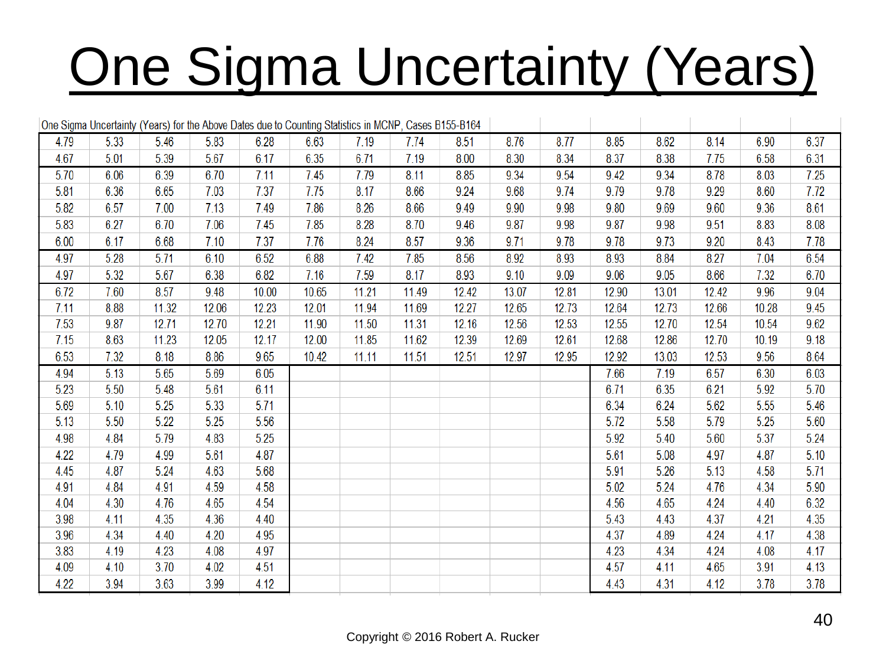# One Sigma Uncertainty (Years)

One Sigma Uncertainty (Years) for the Above Dates due to Counting Statistics in MCNP, Cases B155-B164

| | | | | | | | | | | | | | | | |
|---|---|---|---|---|---|---|---|---|---|---|---|---|---|---|---|
| 4.79 | 5.33 | 5.46 | 5.83 | 6.28 | 6.63 | 7.19 | 7.74 | 8.51 | 8.76 | 8.77 | 8.85 | 8.62 | 8.14 | 6.90 | 6.37 |
| 4.67 | 5.01 | 5.39 | 5.67 | 6.17 | 6.35 | 6.71 | 7.19 | 8.00 | 8.30 | 8.34 | 8.37 | 8.38 | 7.75 | 6.58 | 6.31 |
| 5.70 | 6.06 | 6.39 | 6.70 | 7.11 | 7.45 | 7.79 | 8.11 | 8.85 | 9.34 | 9.54 | 9.42 | 9.34 | 8.78 | 8.03 | 7.25 |
| 5.81 | 6.36 | 6.65 | 7.03 | 7.37 | 7.75 | 8.17 | 8.66 | 9.24 | 9.68 | 9.74 | 9.79 | 9.78 | 9.29 | 8.60 | 7.72 |
| 5.82 | 6.57 | 7.00 | 7.13 | 7.49 | 7.86 | 8.26 | 8.66 | 9.49 | 9.90 | 9.98 | 9.80 | 9.69 | 9.60 | 9.36 | 8.61 |
| 5.83 | 6.27 | 6.70 | 7.06 | 7.45 | 7.85 | 8.28 | 8.70 | 9.46 | 9.87 | 9.98 | 9.87 | 9.98 | 9.51 | 8.83 | 8.08 |
| 6.00 | 6.17 | 6.68 | 7.10 | 7.37 | 7.76 | 8.24 | 8.57 | 9.36 | 9.71 | 9.78 | 9.78 | 9.73 | 9.20 | 8.43 | 7.78 |
| 4.97 | 5.28 | 5.71 | 6.10 | 6.52 | 6.88 | 7.42 | 7.85 | 8.56 | 8.92 | 8.93 | 8.93 | 8.84 | 8.27 | 7.04 | 6.54 |
| 4.97 | 5.32 | 5.67 | 6.38 | 6.82 | 7.16 | 7.59 | 8.17 | 8.93 | 9.10 | 9.09 | 9.06 | 9.05 | 8.66 | 7.32 | 6.70 |
| 6.72 | 7.60 | 8.57 | 9.48 | 10.00 | 10.65 | 11.21 | 11.49 | 12.42 | 13.07 | 12.81 | 12.90 | 13.01 | 12.42 | 9.96 | 9.04 |
| 7.11 | 8.88 | 11.32 | 12.06 | 12.23 | 12.01 | 11.94 | 11.69 | 12.27 | 12.65 | 12.73 | 12.64 | 12.73 | 12.66 | 10.28 | 9.45 |
| 7.53 | 9.87 | 12.71 | 12.70 | 12.21 | 11.90 | 11.50 | 11.31 | 12.16 | 12.56 | 12.53 | 12.55 | 12.70 | 12.54 | 10.54 | 9.62 |
| 7.15 | 8.63 | 11.23 | 12.05 | 12.17 | 12.00 | 11.85 | 11.62 | 12.39 | 12.69 | 12.61 | 12.68 | 12.86 | 12.70 | 10.19 | 9.18 |
| 6.53 | 7.32 | 8.18 | 8.86 | 9.65 | 10.42 | 11.11 | 11.51 | 12.51 | 12.97 | 12.95 | 12.92 | 13.03 | 12.53 | 9.56 | 8.64 |
| 4.94 | 5.13 | 5.65 | 5.69 | 6.05 | | | | | | | 7.66 | 7.19 | 6.57 | 6.30 | 6.03 |
| 5.23 | 5.50 | 5.48 | 5.61 | 6.11 | | | | | | | 6.71 | 6.35 | 6.21 | 5.92 | 5.70 |
| 5.69 | 5.10 | 5.25 | 5.33 | 5.71 | | | | | | | 6.34 | 6.24 | 5.62 | 5.55 | 5.46 |
| 5.13 | 5.50 | 5.22 | 5.25 | 5.56 | | | | | | | 5.72 | 5.58 | 5.79 | 5.25 | 5.60 |
| 4.98 | 4.84 | 5.79 | 4.83 | 5.25 | | | | | | | 5.92 | 5.40 | 5.60 | 5.37 | 5.24 |
| 4.22 | 4.79 | 4.99 | 5.61 | 4.87 | | | | | | | 5.61 | 5.08 | 4.97 | 4.87 | 5.10 |
| 4.45 | 4.87 | 5.24 | 4.63 | 5.68 | | | | | | | 5.91 | 5.26 | 5.13 | 4.58 | 5.71 |
| 4.91 | 4.84 | 4.91 | 4.59 | 4.58 | | | | | | | 5.02 | 5.24 | 4.76 | 4.34 | 5.90 |
| 4.04 | 4.30 | 4.76 | 4.65 | 4.54 | | | | | | | 4.56 | 4.65 | 4.24 | 4.40 | 6.32 |
| 3.98 | 4.11 | 4.35 | 4.36 | 4.40 | | | | | | | 5.43 | 4.43 | 4.37 | 4.21 | 4.35 |
| 3.96 | 4.34 | 4.40 | 4.20 | 4.95 | | | | | | | 4.37 | 4.89 | 4.24 | 4.17 | 4.38 |
| 3.83 | 4.19 | 4.23 | 4.08 | 4.97 | | | | | | | 4.23 | 4.34 | 4.24 | 4.08 | 4.17 |
| 4.09 | 4.10 | 3.70 | 4.02 | 4.51 | | | | | | | 4.57 | 4.11 | 4.65 | 3.91 | 4.13 |
| 4.22 | 3.94 | 3.63 | 3.99 | 4.12 | | | | | | | 4.43 | 4.31 | 4.12 | 3.78 | 3.78 |

Copyright © 2016 Robert A. Rucker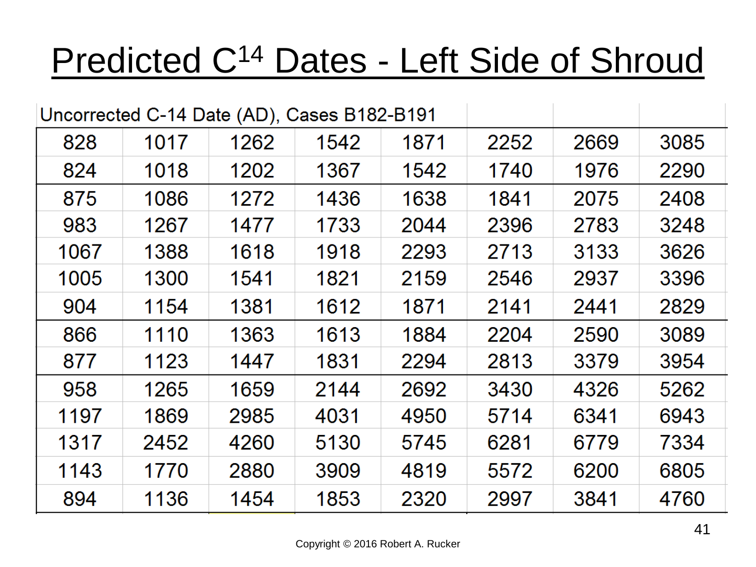# Predicted $C^{14}$ Dates - Left Side of Shroud

| Uncorrected C-14 Date (AD), Cases B182-B191 | | | | | | | |
|---|---|---|---|---|---|---|---|
| 828 | 1017 | 1262 | 1542 | 1871 | 2252 | 2669 | 3085 |
| 824 | 1018 | 1202 | 1367 | 1542 | 1740 | 1976 | 2290 |
| 875 | 1086 | 1272 | 1436 | 1638 | 1841 | 2075 | 2408 |
| 983 | 1267 | 1477 | 1733 | 2044 | 2396 | 2783 | 3248 |
| 1067 | 1388 | 1618 | 1918 | 2293 | 2713 | 3133 | 3626 |
| 1005 | 1300 | 1541 | 1821 | 2159 | 2546 | 2937 | 3396 |
| 904 | 1154 | 1381 | 1612 | 1871 | 2141 | 2441 | 2829 |
| 866 | 1110 | 1363 | 1613 | 1884 | 2204 | 2590 | 3089 |
| 877 | 1123 | 1447 | 1831 | 2294 | 2813 | 3379 | 3954 |
| 958 | 1265 | 1659 | 2144 | 2692 | 3430 | 4326 | 5262 |
| 1197 | 1869 | 2985 | 4031 | 4950 | 5714 | 6341 | 6943 |
| 1317 | 2452 | 4260 | 5130 | 5745 | 6281 | 6779 | 7334 |
| 1143 | 1770 | 2880 | 3909 | 4819 | 5572 | 6200 | 6805 |
| 894 | 1136 | 1454 | 1853 | 2320 | 2997 | 3841 | 4760 |

Copyright © 2016 Robert A. Rucker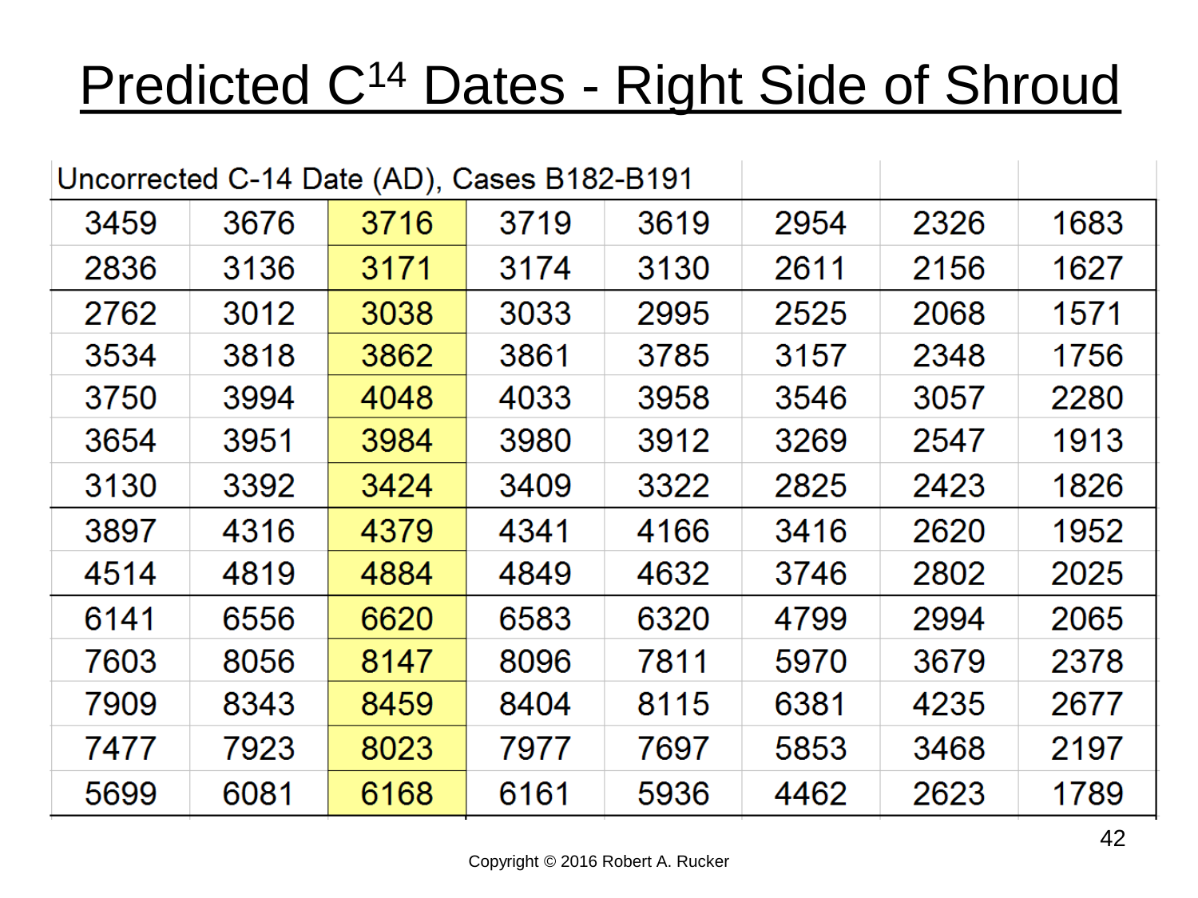# Predicted $C^{14}$ Dates - Right Side of Shroud

| Uncorrected C-14 Date (AD), Cases B182-B191 | | | | | | | |
|---|---|---|---|---|---|---|---|
| 3459 | 3676 | 3716 | 3719 | 3619 | 2954 | 2326 | 1683 |
| 2836 | 3136 | 3171 | 3174 | 3130 | 2611 | 2156 | 1627 |
| 2762 | 3012 | 3038 | 3033 | 2995 | 2525 | 2068 | 1571 |
| 3534 | 3818 | 3862 | 3861 | 3785 | 3157 | 2348 | 1756 |
| 3750 | 3994 | 4048 | 4033 | 3958 | 3546 | 3057 | 2280 |
| 3654 | 3951 | 3984 | 3980 | 3912 | 3269 | 2547 | 1913 |
| 3130 | 3392 | 3424 | 3409 | 3322 | 2825 | 2423 | 1826 |
| 3897 | 4316 | 4379 | 4341 | 4166 | 3416 | 2620 | 1952 |
| 4514 | 4819 | 4884 | 4849 | 4632 | 3746 | 2802 | 2025 |
| 6141 | 6556 | 6620 | 6583 | 6320 | 4799 | 2994 | 2065 |
| 7603 | 8056 | 8147 | 8096 | 7811 | 5970 | 3679 | 2378 |
| 7909 | 8343 | 8459 | 8404 | 8115 | 6381 | 4235 | 2677 |
| 7477 | 7923 | 8023 | 7977 | 7697 | 5853 | 3468 | 2197 |
| 5699 | 6081 | 6168 | 6161 | 5936 | 4462 | 2623 | 1789 |

Copyright © 2016 Robert A. Rucker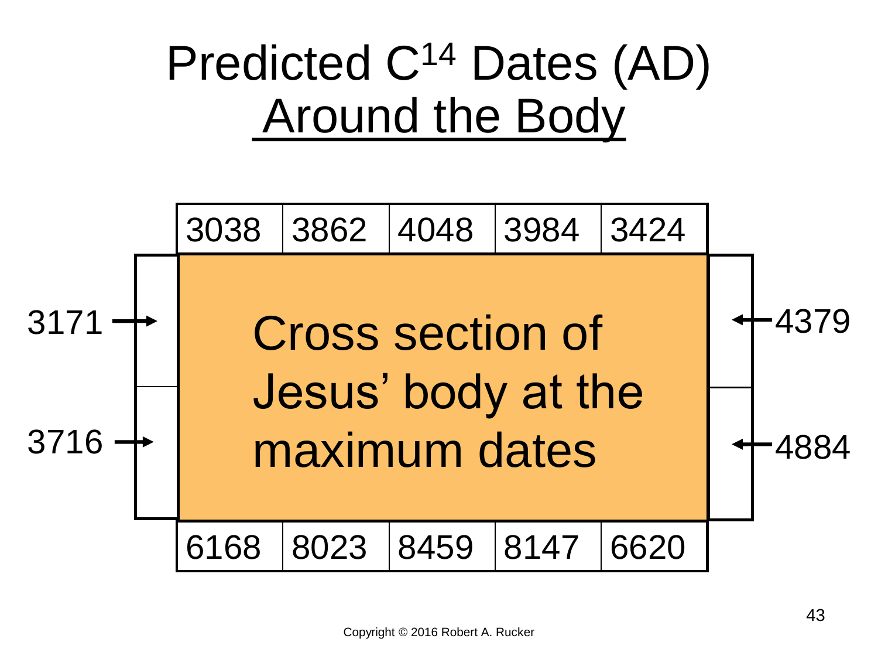# Predicted $C^{14}$ Dates (AD) Around the Body

| 3038 | 3862 | 4048 | 3984 | 3424 |
|---|---|---|---|---|

| Left | | Right |
|---|---|---|
| 3171 → | Cross section of Jesus' body at the maximum dates | ← 4379 |
| 3716 → | | ← 4884 |

| 6168 | 8023 | 8459 | 8147 | 6620 |
|---|---|---|---|---|

Copyright © 2016 Robert A. Rucker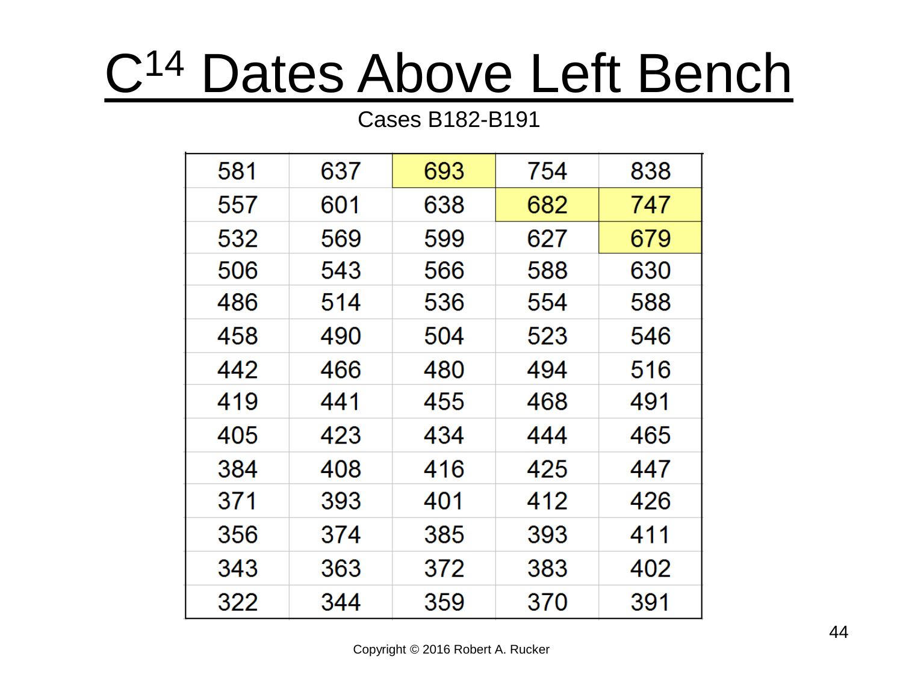# $C^{14}$ Dates Above Left Bench

Cases B182-B191

| | | | | |
|---|---|---|---|---|
| 581 | 637 | 693 | 754 | 838 |
| 557 | 601 | 638 | 682 | 747 |
| 532 | 569 | 599 | 627 | 679 |
| 506 | 543 | 566 | 588 | 630 |
| 486 | 514 | 536 | 554 | 588 |
| 458 | 490 | 504 | 523 | 546 |
| 442 | 466 | 480 | 494 | 516 |
| 419 | 441 | 455 | 468 | 491 |
| 405 | 423 | 434 | 444 | 465 |
| 384 | 408 | 416 | 425 | 447 |
| 371 | 393 | 401 | 412 | 426 |
| 356 | 374 | 385 | 393 | 411 |
| 343 | 363 | 372 | 383 | 402 |
| 322 | 344 | 359 | 370 | 391 |

Copyright © 2016 Robert A. Rucker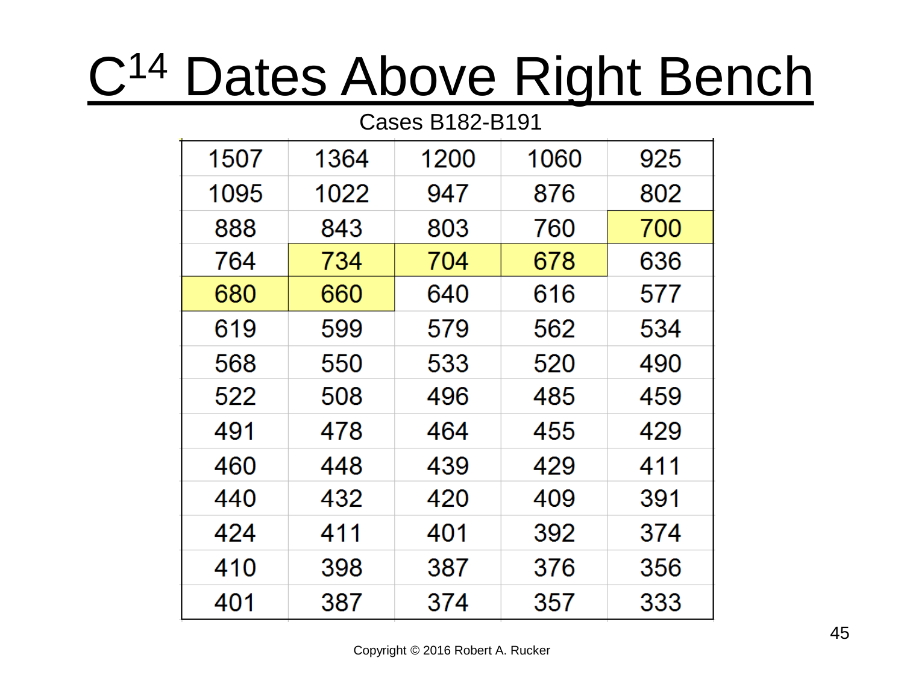# $C^{14}$ Dates Above Right Bench

Cases B182-B191

| | | | | |
|---|---|---|---|---|
| 1507 | 1364 | 1200 | 1060 | 925 |
| 1095 | 1022 | 947 | 876 | 802 |
| 888 | 843 | 803 | 760 | 700 |
| 764 | 734 | 704 | 678 | 636 |
| 680 | 660 | 640 | 616 | 577 |
| 619 | 599 | 579 | 562 | 534 |
| 568 | 550 | 533 | 520 | 490 |
| 522 | 508 | 496 | 485 | 459 |
| 491 | 478 | 464 | 455 | 429 |
| 460 | 448 | 439 | 429 | 411 |
| 440 | 432 | 420 | 409 | 391 |
| 424 | 411 | 401 | 392 | 374 |
| 410 | 398 | 387 | 376 | 356 |
| 401 | 387 | 374 | 357 | 333 |

Copyright © 2016 Robert A. Rucker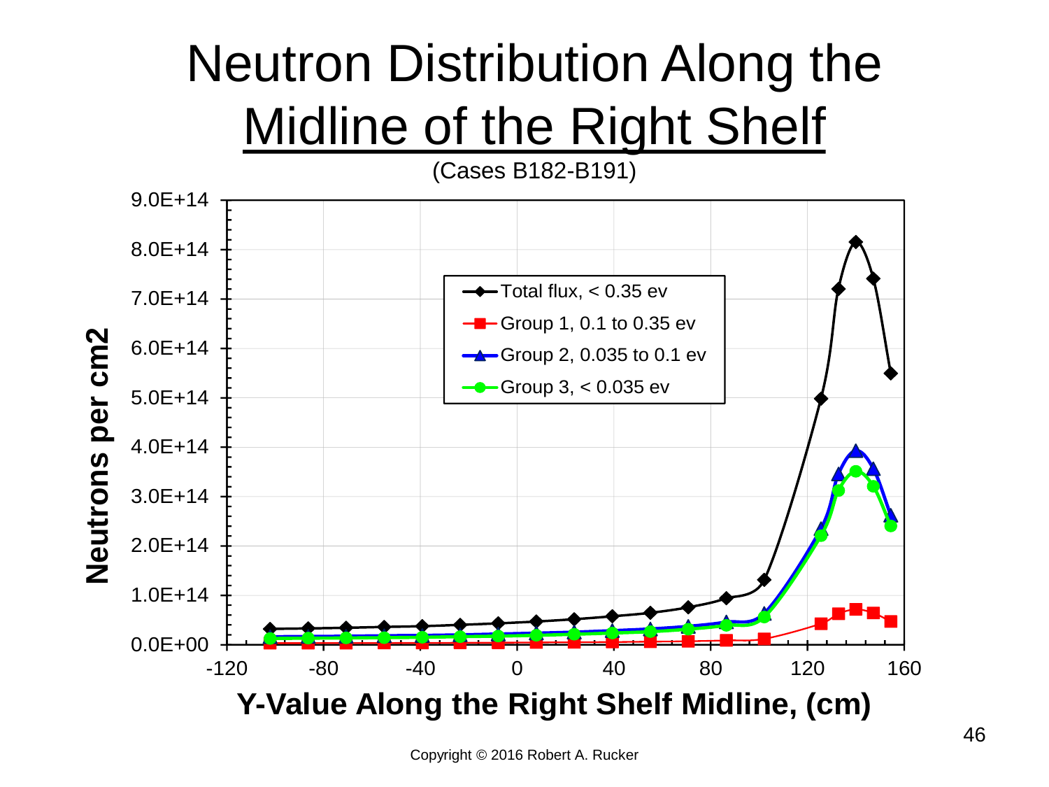# Neutron Distribution Along the Midline of the Right Shelf

(Cases B182-B191)

Neutrons per cm2

Y-Value Along the Right Shelf Midline, (cm)

- Total flux, < 0.35 ev
- Group 1, 0.1 to 0.35 ev
- Group 2, 0.035 to 0.1 ev
- Group 3, < 0.035 ev

Copyright © 2016 Robert A. Rucker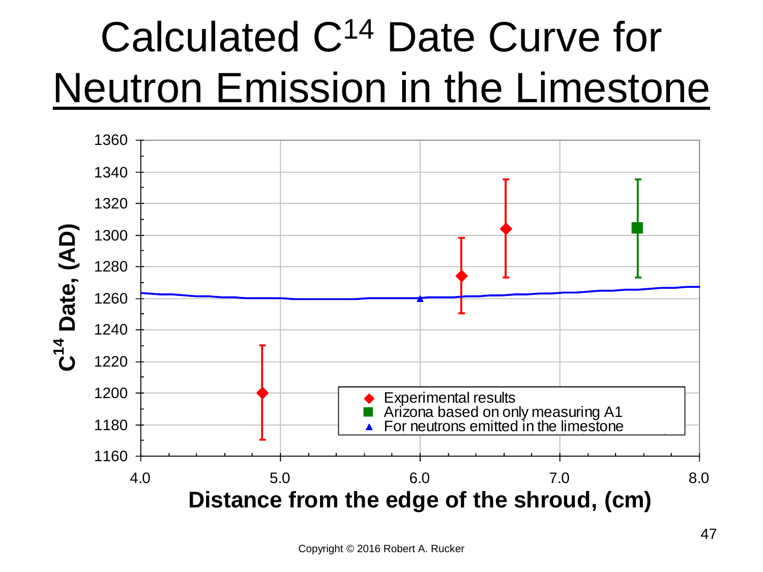# Calculated $C^{14}$ Date Curve for Neutron Emission in the Limestone

$C^{14}$ Date, (AD)

Distance from the edge of the shroud, (cm)

- Experimental results
- Arizona based on only measuring A1
- For neutrons emitted in the limestone

Copyright © 2016 Robert A. Rucker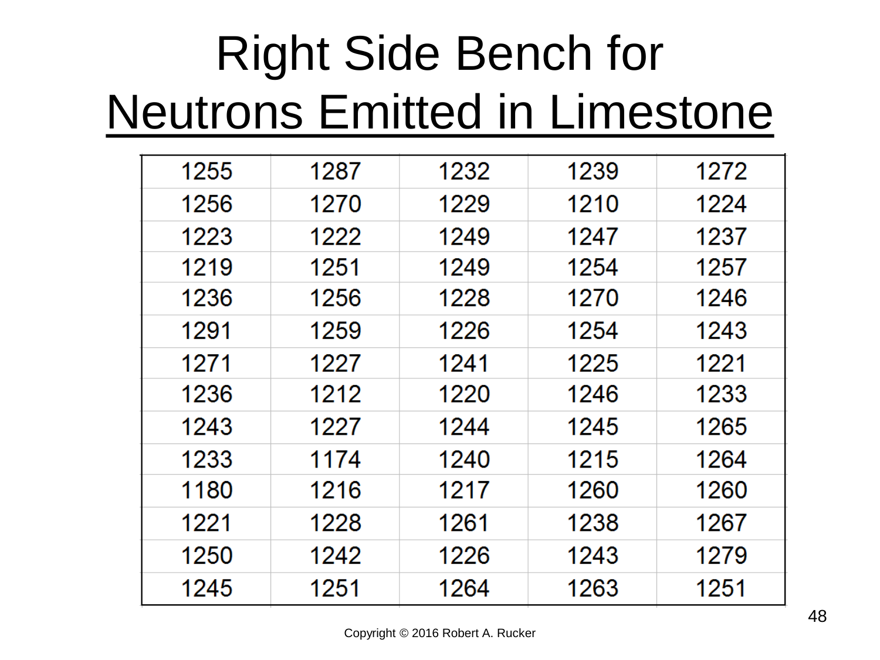# Right Side Bench for Neutrons Emitted in Limestone

| | | | | |
|---|---|---|---|---|
| 1255 | 1287 | 1232 | 1239 | 1272 |
| 1256 | 1270 | 1229 | 1210 | 1224 |
| 1223 | 1222 | 1249 | 1247 | 1237 |
| 1219 | 1251 | 1249 | 1254 | 1257 |
| 1236 | 1256 | 1228 | 1270 | 1246 |
| 1291 | 1259 | 1226 | 1254 | 1243 |
| 1271 | 1227 | 1241 | 1225 | 1221 |
| 1236 | 1212 | 1220 | 1246 | 1233 |
| 1243 | 1227 | 1244 | 1245 | 1265 |
| 1233 | 1174 | 1240 | 1215 | 1264 |
| 1180 | 1216 | 1217 | 1260 | 1260 |
| 1221 | 1228 | 1261 | 1238 | 1267 |
| 1250 | 1242 | 1226 | 1243 | 1279 |
| 1245 | 1251 | 1264 | 1263 | 1251 |

Copyright © 2016 Robert A. Rucker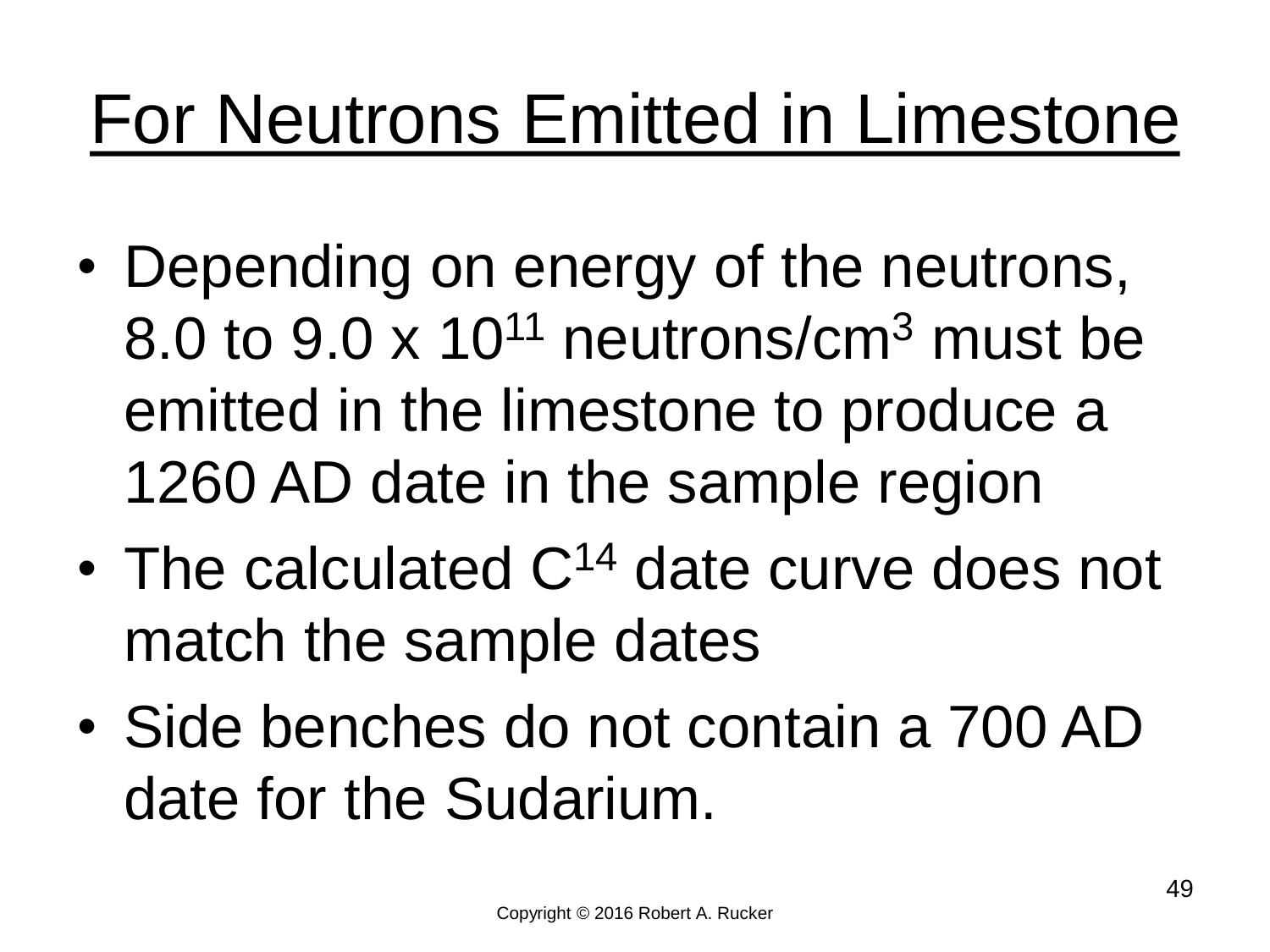# For Neutrons Emitted in Limestone

- Depending on energy of the neutrons, 8.0 to 9.0 x $10^{11}$ neutrons/$cm^3$ must be emitted in the limestone to produce a 1260 AD date in the sample region
- The calculated $C^{14}$ date curve does not match the sample dates
- Side benches do not contain a 700 AD date for the Sudarium.

Copyright © 2016 Robert A. Rucker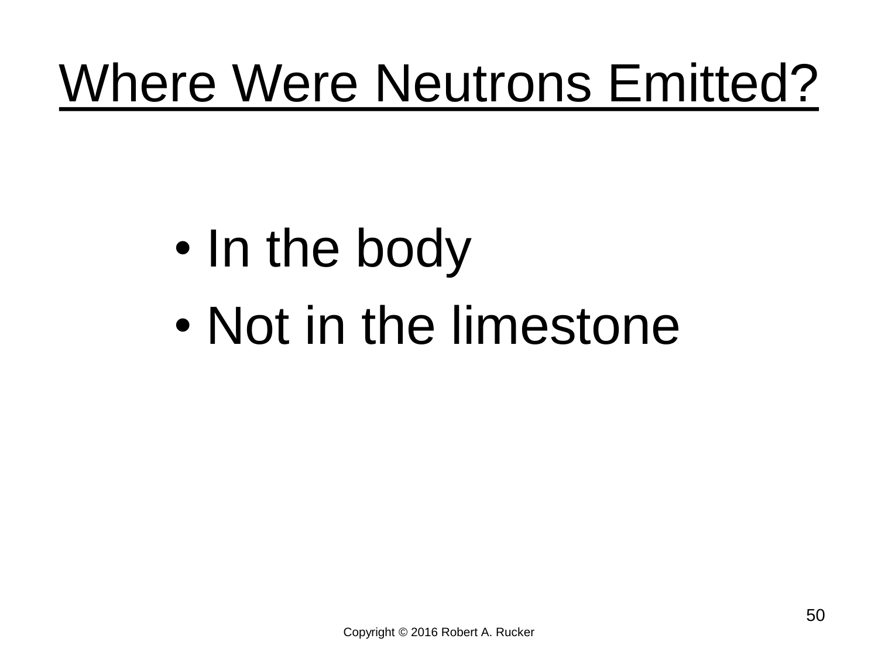# Where Were Neutrons Emitted?

- In the body
- Not in the limestone

Copyright © 2016 Robert A. Rucker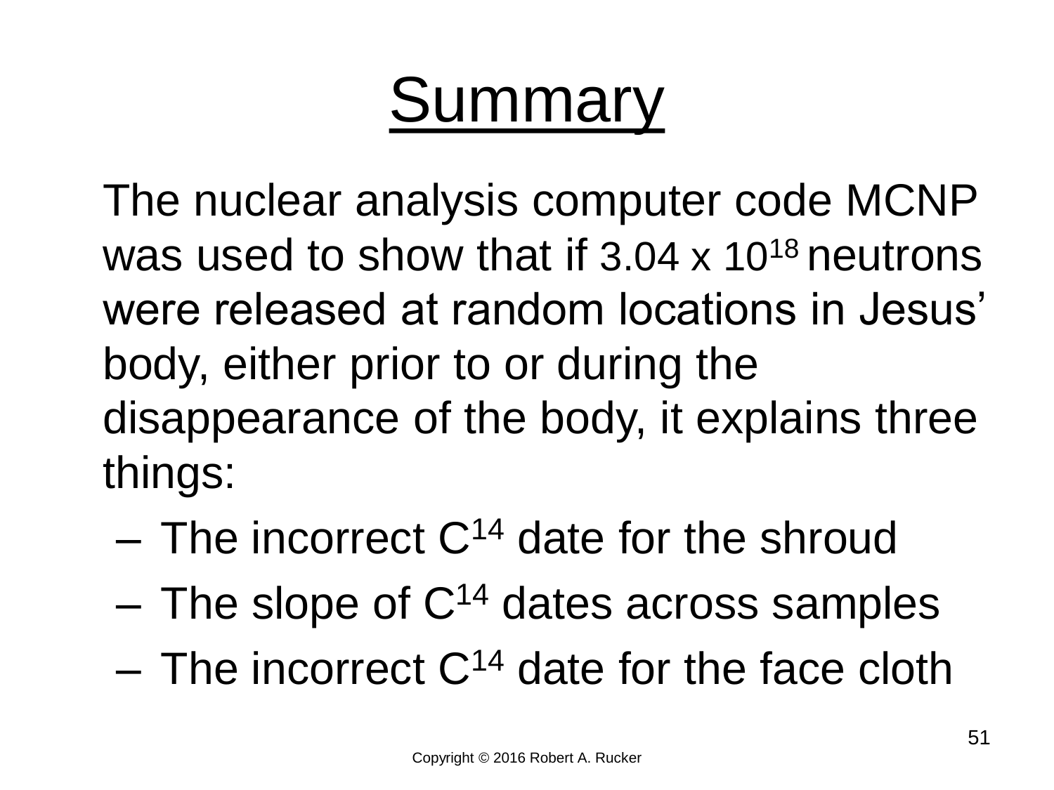# Summary

The nuclear analysis computer code MCNP was used to show that if $3.04 \times 10^{18}$ neutrons were released at random locations in Jesus' body, either prior to or during the disappearance of the body, it explains three things:

- The incorrect $C^{14}$ date for the shroud
- The slope of $C^{14}$ dates across samples
- The incorrect $C^{14}$ date for the face cloth

Copyright © 2016 Robert A. Rucker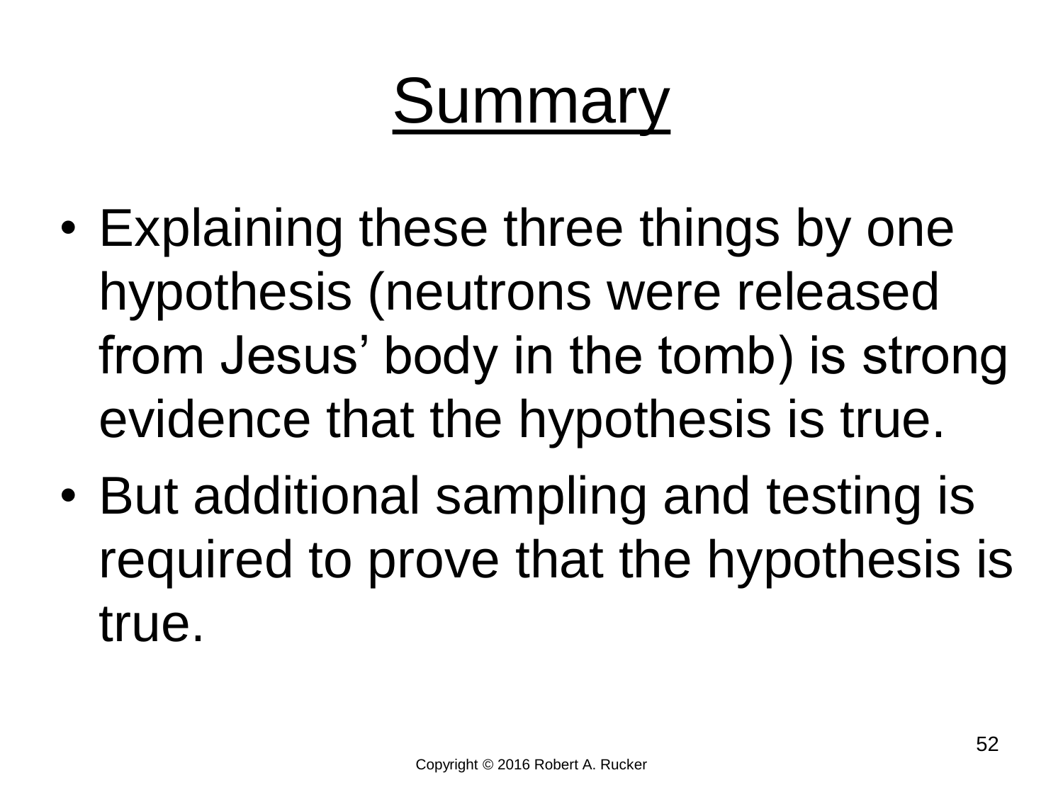# Summary

- Explaining these three things by one hypothesis (neutrons were released from Jesus' body in the tomb) is strong evidence that the hypothesis is true.
- But additional sampling and testing is required to prove that the hypothesis is true.

Copyright © 2016 Robert A. Rucker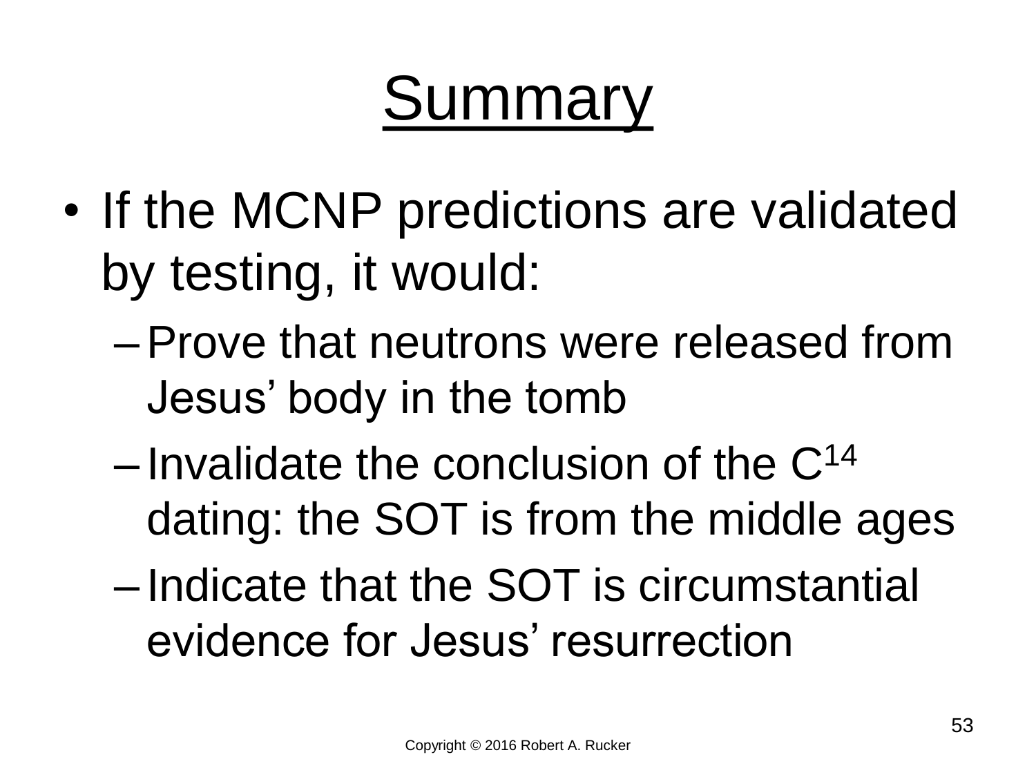# Summary

- If the MCNP predictions are validated by testing, it would:
  - Prove that neutrons were released from Jesus' body in the tomb
  - Invalidate the conclusion of the $C^{14}$ dating: the SOT is from the middle ages
  - Indicate that the SOT is circumstantial evidence for Jesus' resurrection

Copyright © 2016 Robert A. Rucker